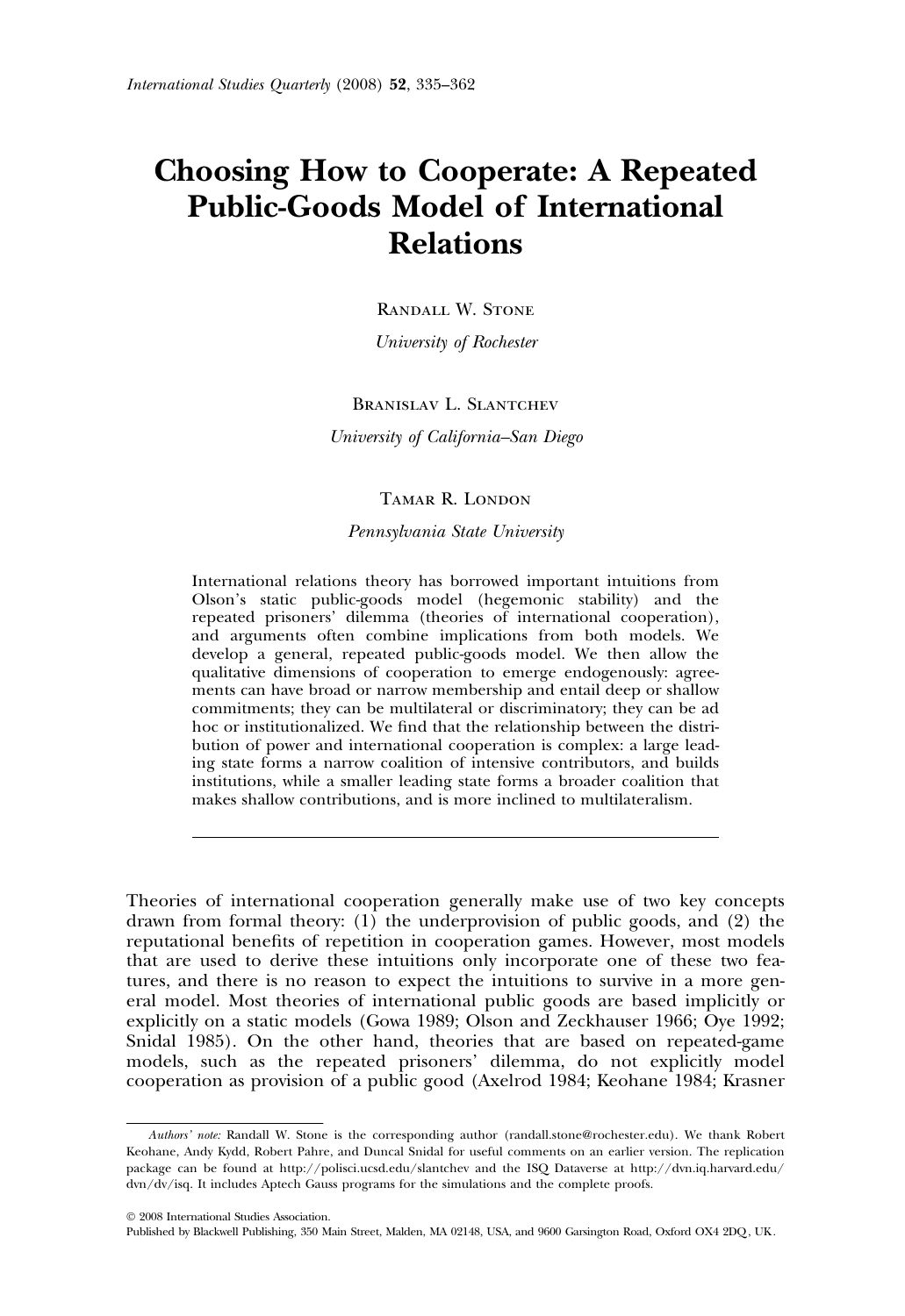# Choosing How to Cooperate: A Repeated Public-Goods Model of International Relations

Randall W. Stone

*University of Rochester*

Branislav L. Slantchev

*University of California–San Diego*

Tamar R. London

*Pennsylvania State University*

International relations theory has borrowed important intuitions from Olson's static public-goods model (hegemonic stability) and the repeated prisoners' dilemma (theories of international cooperation), and arguments often combine implications from both models. We develop a general, repeated public-goods model. We then allow the qualitative dimensions of cooperation to emerge endogenously: agreements can have broad or narrow membership and entail deep or shallow commitments; they can be multilateral or discriminatory; they can be ad hoc or institutionalized. We find that the relationship between the distribution of power and international cooperation is complex: a large leading state forms a narrow coalition of intensive contributors, and builds institutions, while a smaller leading state forms a broader coalition that makes shallow contributions, and is more inclined to multilateralism.

---

Theories of international cooperation generally make use of two key concepts drawn from formal theory: (1) the underprovision of public goods, and (2) the reputational benefits of repetition in cooperation games. However, most models that are used to derive these intuitions only incorporate one of these two features, and there is no reason to expect the intuitions to survive in a more general model. Most theories of international public goods are based implicitly or explicitly on a static models (Gowa 1989; Olson and Zeckhauser 1966; Oye 1992; Snidal 1985). On the other hand, theories that are based on repeated-game models, such as the repeated prisoners' dilemma, do not explicitly model cooperation as provision of a public good (Axelrod 1984; Keohane 1984; Krasner

---

*Authors' note:* Randall W. Stone is the corresponding author (randall.stone@rochester.edu). We thank Robert Keohane, Andy Kydd, Robert Pahre, and Duncal Snidal for useful comments on an earlier version. The replication package can be found at http://polisci.ucsd.edu/slantchev and the ISQ Dataverse at http://dvn.iq.harvard.edu/dvn/dv/isq. It includes Aptech Gauss programs for the simulations and the complete proofs.

© 2008 International Studies Association.
Published by Blackwell Publishing, 350 Main Street, Malden, MA 02148, USA, and 9600 Garsington Road, Oxford OX4 2DQ, UK.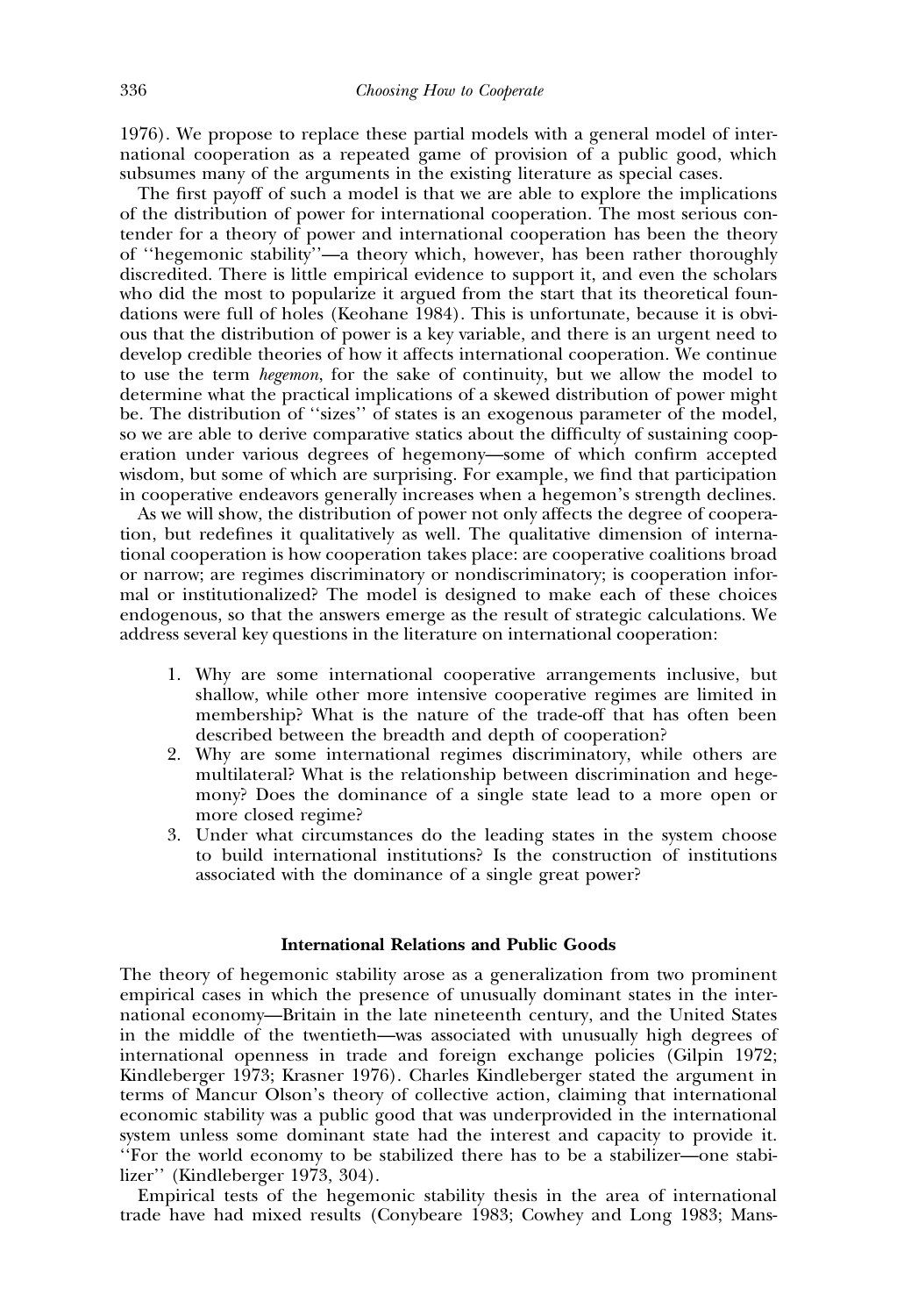1976). We propose to replace these partial models with a general model of international cooperation as a repeated game of provision of a public good, which subsumes many of the arguments in the existing literature as special cases.

The first payoff of such a model is that we are able to explore the implications of the distribution of power for international cooperation. The most serious contender for a theory of power and international cooperation has been the theory of ''hegemonic stability''—a theory which, however, has been rather thoroughly discredited. There is little empirical evidence to support it, and even the scholars who did the most to popularize it argued from the start that its theoretical foundations were full of holes (Keohane 1984). This is unfortunate, because it is obvious that the distribution of power is a key variable, and there is an urgent need to develop credible theories of how it affects international cooperation. We continue to use the term *hegemon*, for the sake of continuity, but we allow the model to determine what the practical implications of a skewed distribution of power might be. The distribution of ''sizes'' of states is an exogenous parameter of the model, so we are able to derive comparative statics about the difficulty of sustaining cooperation under various degrees of hegemony—some of which confirm accepted wisdom, but some of which are surprising. For example, we find that participation in cooperative endeavors generally increases when a hegemon's strength declines.

As we will show, the distribution of power not only affects the degree of cooperation, but redefines it qualitatively as well. The qualitative dimension of international cooperation is how cooperation takes place: are cooperative coalitions broad or narrow; are regimes discriminatory or nondiscriminatory; is cooperation informal or institutionalized? The model is designed to make each of these choices endogenous, so that the answers emerge as the result of strategic calculations. We address several key questions in the literature on international cooperation:

1. Why are some international cooperative arrangements inclusive, but shallow, while other more intensive cooperative regimes are limited in membership? What is the nature of the trade-off that has often been described between the breadth and depth of cooperation?
2. Why are some international regimes discriminatory, while others are multilateral? What is the relationship between discrimination and hegemony? Does the dominance of a single state lead to a more open or more closed regime?
3. Under what circumstances do the leading states in the system choose to build international institutions? Is the construction of institutions associated with the dominance of a single great power?

## International Relations and Public Goods

The theory of hegemonic stability arose as a generalization from two prominent empirical cases in which the presence of unusually dominant states in the international economy—Britain in the late nineteenth century, and the United States in the middle of the twentieth—was associated with unusually high degrees of international openness in trade and foreign exchange policies (Gilpin 1972; Kindleberger 1973; Krasner 1976). Charles Kindleberger stated the argument in terms of Mancur Olson's theory of collective action, claiming that international economic stability was a public good that was underprovided in the international system unless some dominant state had the interest and capacity to provide it. ''For the world economy to be stabilized there has to be a stabilizer—one stabilizer'' (Kindleberger 1973, 304).

Empirical tests of the hegemonic stability thesis in the area of international trade have had mixed results (Conybeare 1983; Cowhey and Long 1983; Mans-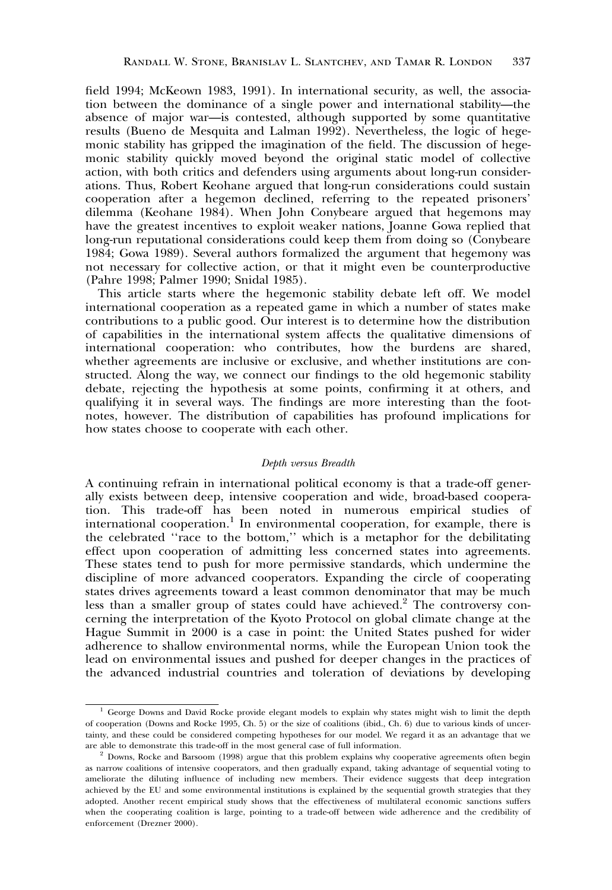field 1994; McKeown 1983, 1991). In international security, as well, the association between the dominance of a single power and international stability—the absence of major war—is contested, although supported by some quantitative results (Bueno de Mesquita and Lalman 1992). Nevertheless, the logic of hegemonic stability has gripped the imagination of the field. The discussion of hegemonic stability quickly moved beyond the original static model of collective action, with both critics and defenders using arguments about long-run considerations. Thus, Robert Keohane argued that long-run considerations could sustain cooperation after a hegemon declined, referring to the repeated prisoners' dilemma (Keohane 1984). When John Conybeare argued that hegemons may have the greatest incentives to exploit weaker nations, Joanne Gowa replied that long-run reputational considerations could keep them from doing so (Conybeare 1984; Gowa 1989). Several authors formalized the argument that hegemony was not necessary for collective action, or that it might even be counterproductive (Pahre 1998; Palmer 1990; Snidal 1985).

This article starts where the hegemonic stability debate left off. We model international cooperation as a repeated game in which a number of states make contributions to a public good. Our interest is to determine how the distribution of capabilities in the international system affects the qualitative dimensions of international cooperation: who contributes, how the burdens are shared, whether agreements are inclusive or exclusive, and whether institutions are constructed. Along the way, we connect our findings to the old hegemonic stability debate, rejecting the hypothesis at some points, confirming it at others, and qualifying it in several ways. The findings are more interesting than the footnotes, however. The distribution of capabilities has profound implications for how states choose to cooperate with each other.

### *Depth versus Breadth*

A continuing refrain in international political economy is that a trade-off generally exists between deep, intensive cooperation and wide, broad-based cooperation. This trade-off has been noted in numerous empirical studies of international cooperation.[1] In environmental cooperation, for example, there is the celebrated ''race to the bottom,'' which is a metaphor for the debilitating effect upon cooperation of admitting less concerned states into agreements. These states tend to push for more permissive standards, which undermine the discipline of more advanced cooperators. Expanding the circle of cooperating states drives agreements toward a least common denominator that may be much less than a smaller group of states could have achieved.[2] The controversy concerning the interpretation of the Kyoto Protocol on global climate change at the Hague Summit in 2000 is a case in point: the United States pushed for wider adherence to shallow environmental norms, while the European Union took the lead on environmental issues and pushed for deeper changes in the practices of the advanced industrial countries and toleration of deviations by developing

---

[1] George Downs and David Rocke provide elegant models to explain why states might wish to limit the depth of cooperation (Downs and Rocke 1995, Ch. 5) or the size of coalitions (ibid., Ch. 6) due to various kinds of uncertainty, and these could be considered competing hypotheses for our model. We regard it as an advantage that we are able to demonstrate this trade-off in the most general case of full information.

[2] Downs, Rocke and Barsoom (1998) argue that this problem explains why cooperative agreements often begin as narrow coalitions of intensive cooperators, and then gradually expand, taking advantage of sequential voting to ameliorate the diluting influence of including new members. Their evidence suggests that deep integration achieved by the EU and some environmental institutions is explained by the sequential growth strategies that they adopted. Another recent empirical study shows that the effectiveness of multilateral economic sanctions suffers when the cooperating coalition is large, pointing to a trade-off between wide adherence and the credibility of enforcement (Drezner 2000).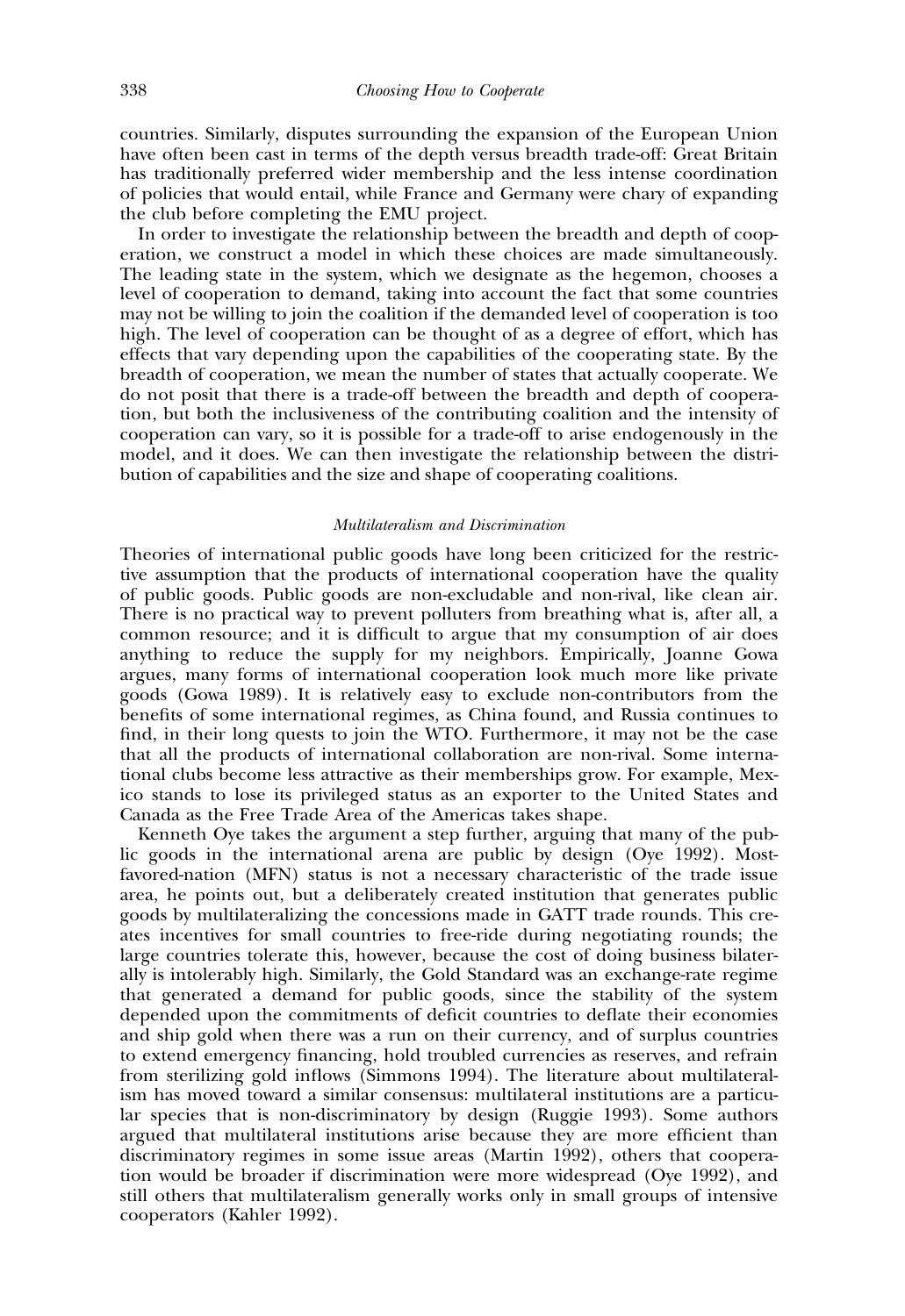countries. Similarly, disputes surrounding the expansion of the European Union have often been cast in terms of the depth versus breadth trade-off: Great Britain has traditionally preferred wider membership and the less intense coordination of policies that would entail, while France and Germany were chary of expanding the club before completing the EMU project.

In order to investigate the relationship between the breadth and depth of cooperation, we construct a model in which these choices are made simultaneously. The leading state in the system, which we designate as the hegemon, chooses a level of cooperation to demand, taking into account the fact that some countries may not be willing to join the coalition if the demanded level of cooperation is too high. The level of cooperation can be thought of as a degree of effort, which has effects that vary depending upon the capabilities of the cooperating state. By the breadth of cooperation, we mean the number of states that actually cooperate. We do not posit that there is a trade-off between the breadth and depth of cooperation, but both the inclusiveness of the contributing coalition and the intensity of cooperation can vary, so it is possible for a trade-off to arise endogenously in the model, and it does. We can then investigate the relationship between the distribution of capabilities and the size and shape of cooperating coalitions.

### *Multilateralism and Discrimination*

Theories of international public goods have long been criticized for the restrictive assumption that the products of international cooperation have the quality of public goods. Public goods are non-excludable and non-rival, like clean air. There is no practical way to prevent polluters from breathing what is, after all, a common resource; and it is difficult to argue that my consumption of air does anything to reduce the supply for my neighbors. Empirically, Joanne Gowa argues, many forms of international cooperation look much more like private goods (Gowa 1989). It is relatively easy to exclude non-contributors from the benefits of some international regimes, as China found, and Russia continues to find, in their long quests to join the WTO. Furthermore, it may not be the case that all the products of international collaboration are non-rival. Some international clubs become less attractive as their memberships grow. For example, Mexico stands to lose its privileged status as an exporter to the United States and Canada as the Free Trade Area of the Americas takes shape.

Kenneth Oye takes the argument a step further, arguing that many of the public goods in the international arena are public by design (Oye 1992). Most-favored-nation (MFN) status is not a necessary characteristic of the trade issue area, he points out, but a deliberately created institution that generates public goods by multilateralizing the concessions made in GATT trade rounds. This creates incentives for small countries to free-ride during negotiating rounds; the large countries tolerate this, however, because the cost of doing business bilaterally is intolerably high. Similarly, the Gold Standard was an exchange-rate regime that generated a demand for public goods, since the stability of the system depended upon the commitments of deficit countries to deflate their economies and ship gold when there was a run on their currency, and of surplus countries to extend emergency financing, hold troubled currencies as reserves, and refrain from sterilizing gold inflows (Simmons 1994). The literature about multilateralism has moved toward a similar consensus: multilateral institutions are a particular species that is non-discriminatory by design (Ruggie 1993). Some authors argued that multilateral institutions arise because they are more efficient than discriminatory regimes in some issue areas (Martin 1992), others that cooperation would be broader if discrimination were more widespread (Oye 1992), and still others that multilateralism generally works only in small groups of intensive cooperators (Kahler 1992).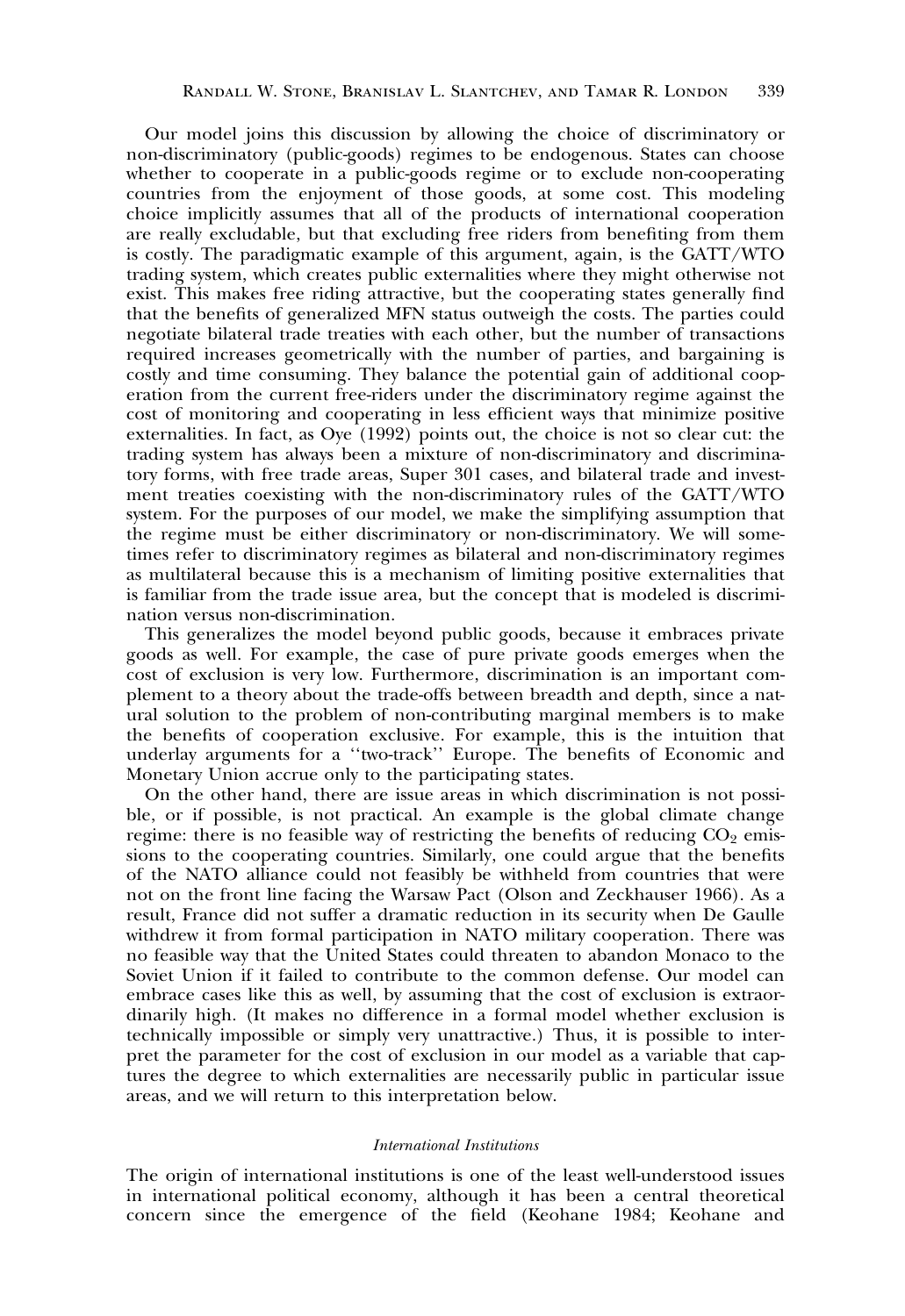Our model joins this discussion by allowing the choice of discriminatory or non-discriminatory (public-goods) regimes to be endogenous. States can choose whether to cooperate in a public-goods regime or to exclude non-cooperating countries from the enjoyment of those goods, at some cost. This modeling choice implicitly assumes that all of the products of international cooperation are really excludable, but that excluding free riders from benefiting from them is costly. The paradigmatic example of this argument, again, is the GATT/WTO trading system, which creates public externalities where they might otherwise not exist. This makes free riding attractive, but the cooperating states generally find that the benefits of generalized MFN status outweigh the costs. The parties could negotiate bilateral trade treaties with each other, but the number of transactions required increases geometrically with the number of parties, and bargaining is costly and time consuming. They balance the potential gain of additional cooperation from the current free-riders under the discriminatory regime against the cost of monitoring and cooperating in less efficient ways that minimize positive externalities. In fact, as Oye (1992) points out, the choice is not so clear cut: the trading system has always been a mixture of non-discriminatory and discriminatory forms, with free trade areas, Super 301 cases, and bilateral trade and investment treaties coexisting with the non-discriminatory rules of the GATT/WTO system. For the purposes of our model, we make the simplifying assumption that the regime must be either discriminatory or non-discriminatory. We will sometimes refer to discriminatory regimes as bilateral and non-discriminatory regimes as multilateral because this is a mechanism of limiting positive externalities that is familiar from the trade issue area, but the concept that is modeled is discrimination versus non-discrimination.

This generalizes the model beyond public goods, because it embraces private goods as well. For example, the case of pure private goods emerges when the cost of exclusion is very low. Furthermore, discrimination is an important complement to a theory about the trade-offs between breadth and depth, since a natural solution to the problem of non-contributing marginal members is to make the benefits of cooperation exclusive. For example, this is the intuition that underlay arguments for a ''two-track'' Europe. The benefits of Economic and Monetary Union accrue only to the participating states.

On the other hand, there are issue areas in which discrimination is not possible, or if possible, is not practical. An example is the global climate change regime: there is no feasible way of restricting the benefits of reducing $CO_2$ emissions to the cooperating countries. Similarly, one could argue that the benefits of the NATO alliance could not feasibly be withheld from countries that were not on the front line facing the Warsaw Pact (Olson and Zeckhauser 1966). As a result, France did not suffer a dramatic reduction in its security when De Gaulle withdrew it from formal participation in NATO military cooperation. There was no feasible way that the United States could threaten to abandon Monaco to the Soviet Union if it failed to contribute to the common defense. Our model can embrace cases like this as well, by assuming that the cost of exclusion is extraordinarily high. (It makes no difference in a formal model whether exclusion is technically impossible or simply very unattractive.) Thus, it is possible to interpret the parameter for the cost of exclusion in our model as a variable that captures the degree to which externalities are necessarily public in particular issue areas, and we will return to this interpretation below.

### *International Institutions*

The origin of international institutions is one of the least well-understood issues in international political economy, although it has been a central theoretical concern since the emergence of the field (Keohane 1984; Keohane and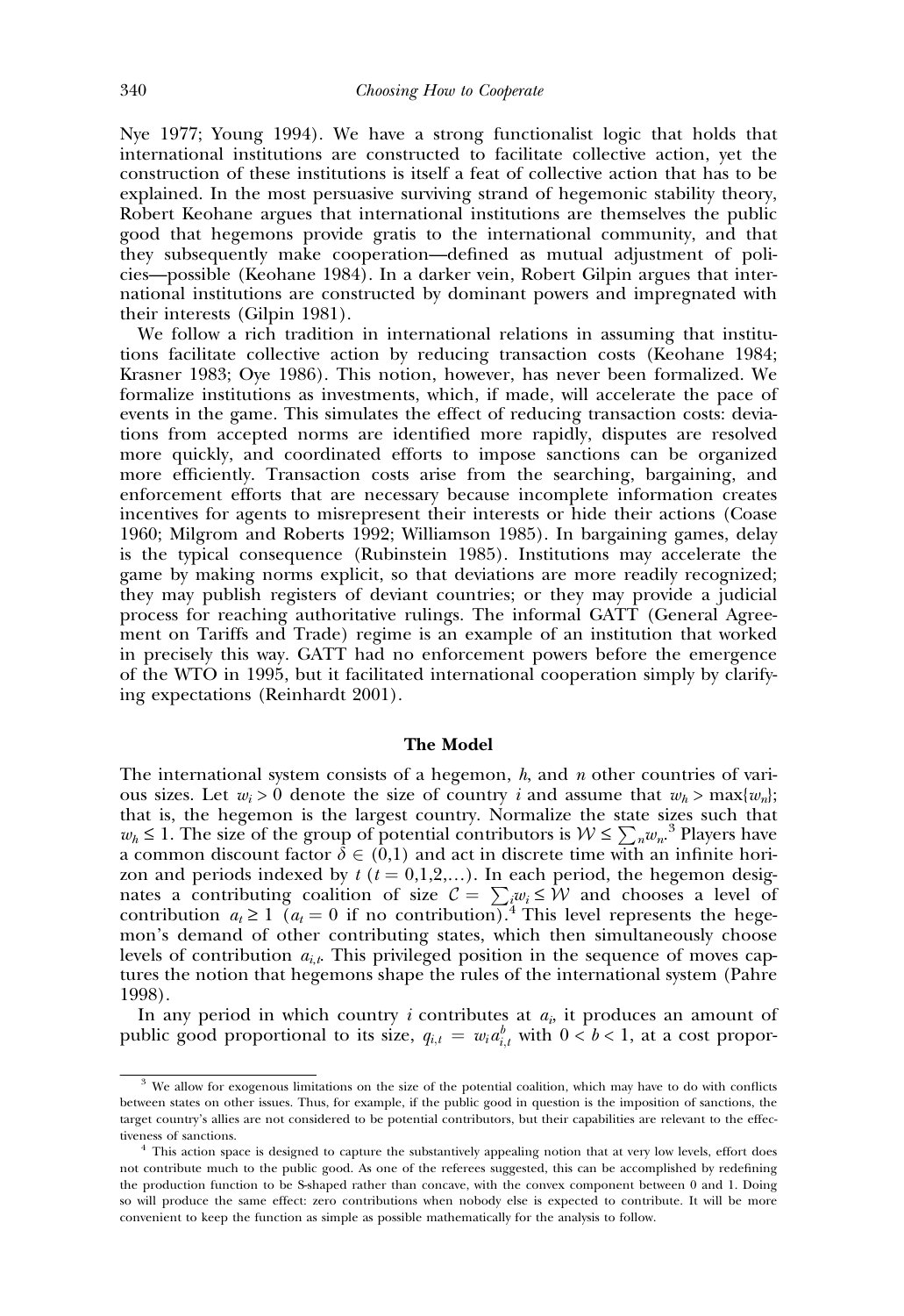Nye 1977; Young 1994). We have a strong functionalist logic that holds that international institutions are constructed to facilitate collective action, yet the construction of these institutions is itself a feat of collective action that has to be explained. In the most persuasive surviving strand of hegemonic stability theory, Robert Keohane argues that international institutions are themselves the public good that hegemons provide gratis to the international community, and that they subsequently make cooperation—defined as mutual adjustment of policies—possible (Keohane 1984). In a darker vein, Robert Gilpin argues that international institutions are constructed by dominant powers and impregnated with their interests (Gilpin 1981).

We follow a rich tradition in international relations in assuming that institutions facilitate collective action by reducing transaction costs (Keohane 1984; Krasner 1983; Oye 1986). This notion, however, has never been formalized. We formalize institutions as investments, which, if made, will accelerate the pace of events in the game. This simulates the effect of reducing transaction costs: deviations from accepted norms are identified more rapidly, disputes are resolved more quickly, and coordinated efforts to impose sanctions can be organized more efficiently. Transaction costs arise from the searching, bargaining, and enforcement efforts that are necessary because incomplete information creates incentives for agents to misrepresent their interests or hide their actions (Coase 1960; Milgrom and Roberts 1992; Williamson 1985). In bargaining games, delay is the typical consequence (Rubinstein 1985). Institutions may accelerate the game by making norms explicit, so that deviations are more readily recognized; they may publish registers of deviant countries; or they may provide a judicial process for reaching authoritative rulings. The informal GATT (General Agreement on Tariffs and Trade) regime is an example of an institution that worked in precisely this way. GATT had no enforcement powers before the emergence of the WTO in 1995, but it facilitated international cooperation simply by clarifying expectations (Reinhardt 2001).

## The Model

The international system consists of a hegemon, $h$, and $n$ other countries of various sizes. Let $w_i > 0$ denote the size of country $i$ and assume that $w_h > \max\{w_n\}$; that is, the hegemon is the largest country. Normalize the state sizes such that $w_h \leq 1$. The size of the group of potential contributors is $\mathcal{W} \leq \sum_n w_n$.[3] Players have a common discount factor $\delta \in (0,1)$ and act in discrete time with an infinite horizon and periods indexed by $t$ ($t = 0,1,2,\ldots$). In each period, the hegemon designates a contributing coalition of size $\mathcal{C} = \sum_i w_i \leq \mathcal{W}$ and chooses a level of contribution $a_t \geq 1$ ($a_t = 0$ if no contribution).[4] This level represents the hegemon's demand of other contributing states, which then simultaneously choose levels of contribution $a_{i,t}$. This privileged position in the sequence of moves captures the notion that hegemons shape the rules of the international system (Pahre 1998).

In any period in which country $i$ contributes at $a_i$, it produces an amount of public good proportional to its size, $q_{i,t} = w_i a_{i,t}^b$ with $0 < b < 1$, at a cost propor-

[3] We allow for exogenous limitations on the size of the potential coalition, which may have to do with conflicts between states on other issues. Thus, for example, if the public good in question is the imposition of sanctions, the target country's allies are not considered to be potential contributors, but their capabilities are relevant to the effectiveness of sanctions.

[4] This action space is designed to capture the substantively appealing notion that at very low levels, effort does not contribute much to the public good. As one of the referees suggested, this can be accomplished by redefining the production function to be S-shaped rather than concave, with the convex component between 0 and 1. Doing so will produce the same effect: zero contributions when nobody else is expected to contribute. It will be more convenient to keep the function as simple as possible mathematically for the analysis to follow.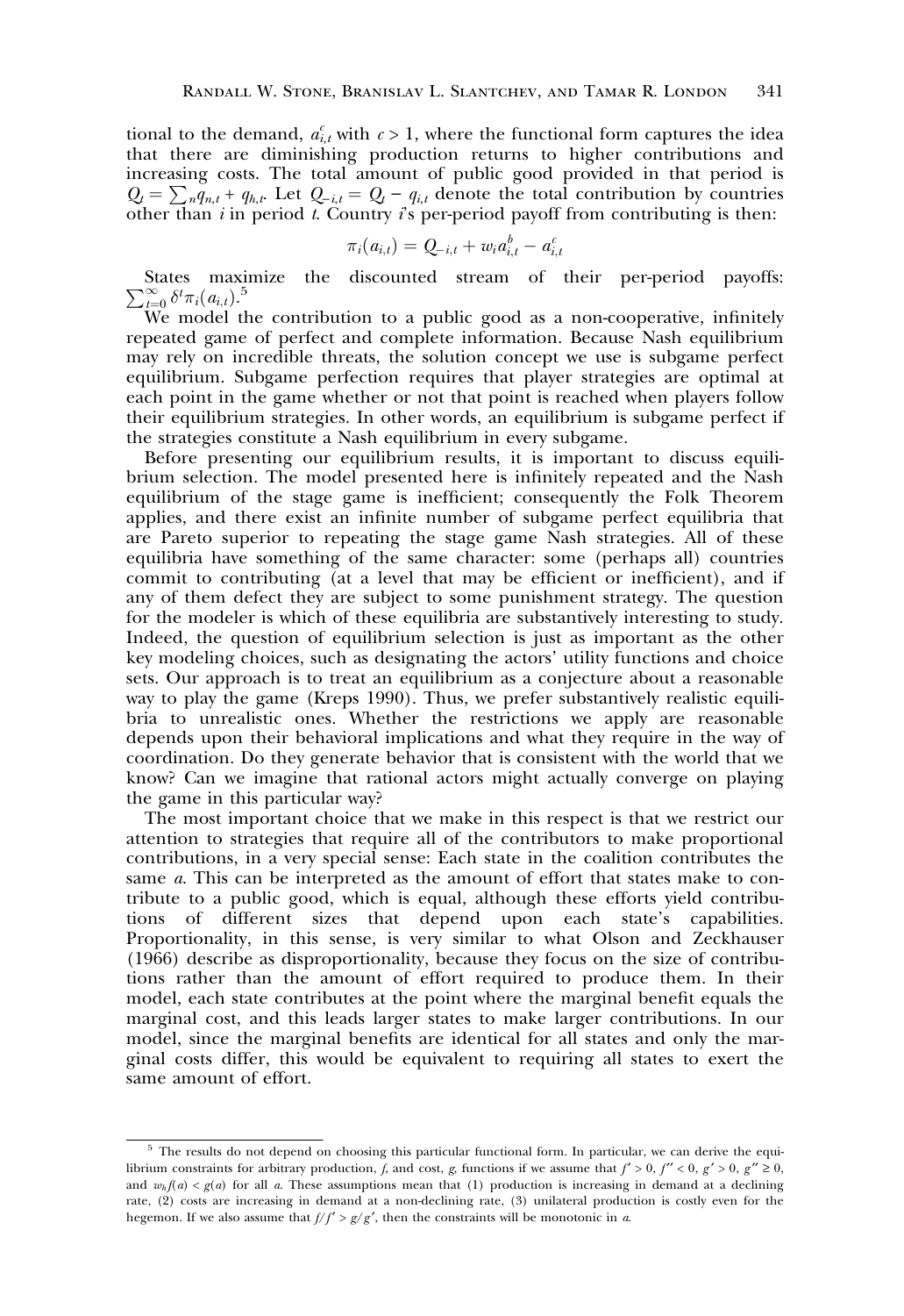tional to the demand, $a_{i,t}^c$ with $c > 1$, where the functional form captures the idea that there are diminishing production returns to higher contributions and increasing costs. The total amount of public good provided in that period is $Q_t = \sum_n q_{n,t} + q_{h,t}$. Let $Q_{-i,t} = Q_t - q_{i,t}$ denote the total contribution by countries other than $i$ in period $t$. Country $i$'s per-period payoff from contributing is then:

$$\pi_i(a_{i,t}) = Q_{-i,t} + w_i a_{i,t}^b - a_{i,t}^c$$

States maximize the discounted stream of their per-period payoffs: $\sum_{t=0}^{\infty} \delta^t \pi_i(a_{i,t})$.[5]

We model the contribution to a public good as a non-cooperative, infinitely repeated game of perfect and complete information. Because Nash equilibrium may rely on incredible threats, the solution concept we use is subgame perfect equilibrium. Subgame perfection requires that player strategies are optimal at each point in the game whether or not that point is reached when players follow their equilibrium strategies. In other words, an equilibrium is subgame perfect if the strategies constitute a Nash equilibrium in every subgame.

Before presenting our equilibrium results, it is important to discuss equilibrium selection. The model presented here is infinitely repeated and the Nash equilibrium of the stage game is inefficient; consequently the Folk Theorem applies, and there exist an infinite number of subgame perfect equilibria that are Pareto superior to repeating the stage game Nash strategies. All of these equilibria have something of the same character: some (perhaps all) countries commit to contributing (at a level that may be efficient or inefficient), and if any of them defect they are subject to some punishment strategy. The question for the modeler is which of these equilibria are substantively interesting to study. Indeed, the question of equilibrium selection is just as important as the other key modeling choices, such as designating the actors' utility functions and choice sets. Our approach is to treat an equilibrium as a conjecture about a reasonable way to play the game (Kreps 1990). Thus, we prefer substantively realistic equilibria to unrealistic ones. Whether the restrictions we apply are reasonable depends upon their behavioral implications and what they require in the way of coordination. Do they generate behavior that is consistent with the world that we know? Can we imagine that rational actors might actually converge on playing the game in this particular way?

The most important choice that we make in this respect is that we restrict our attention to strategies that require all of the contributors to make proportional contributions, in a very special sense: Each state in the coalition contributes the same $a$. This can be interpreted as the amount of effort that states make to contribute to a public good, which is equal, although these efforts yield contributions of different sizes that depend upon each state's capabilities. Proportionality, in this sense, is very similar to what Olson and Zeckhauser (1966) describe as disproportionality, because they focus on the size of contributions rather than the amount of effort required to produce them. In their model, each state contributes at the point where the marginal benefit equals the marginal cost, and this leads larger states to make larger contributions. In our model, since the marginal benefits are identical for all states and only the marginal costs differ, this would be equivalent to requiring all states to exert the same amount of effort.

---

[5] The results do not depend on choosing this particular functional form. In particular, we can derive the equilibrium constraints for arbitrary production, $f$, and cost, $g$, functions if we assume that $f' > 0$, $f'' < 0$, $g' > 0$, $g'' \geq 0$, and $w_h f(a) < g(a)$ for all $a$. These assumptions mean that (1) production is increasing in demand at a declining rate, (2) costs are increasing in demand at a non-declining rate, (3) unilateral production is costly even for the hegemon. If we also assume that $f/f' > g/g'$, then the constraints will be monotonic in $a$.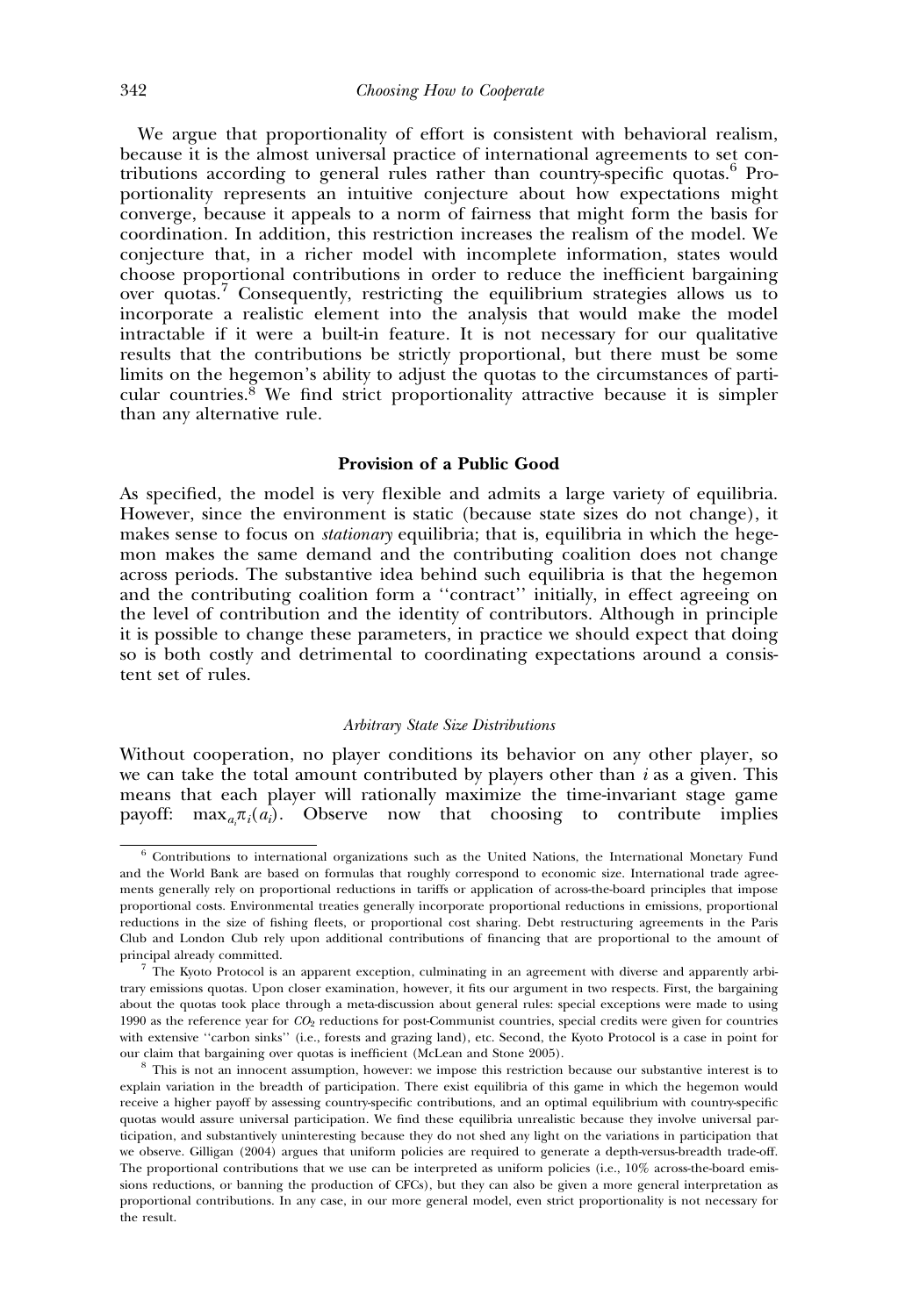We argue that proportionality of effort is consistent with behavioral realism, because it is the almost universal practice of international agreements to set contributions according to general rules rather than country-specific quotas.[6] Proportionality represents an intuitive conjecture about how expectations might converge, because it appeals to a norm of fairness that might form the basis for coordination. In addition, this restriction increases the realism of the model. We conjecture that, in a richer model with incomplete information, states would choose proportional contributions in order to reduce the inefficient bargaining over quotas.[7] Consequently, restricting the equilibrium strategies allows us to incorporate a realistic element into the analysis that would make the model intractable if it were a built-in feature. It is not necessary for our qualitative results that the contributions be strictly proportional, but there must be some limits on the hegemon's ability to adjust the quotas to the circumstances of particular countries.[8] We find strict proportionality attractive because it is simpler than any alternative rule.

## Provision of a Public Good

As specified, the model is very flexible and admits a large variety of equilibria. However, since the environment is static (because state sizes do not change), it makes sense to focus on *stationary* equilibria; that is, equilibria in which the hegemon makes the same demand and the contributing coalition does not change across periods. The substantive idea behind such equilibria is that the hegemon and the contributing coalition form a ''contract'' initially, in effect agreeing on the level of contribution and the identity of contributors. Although in principle it is possible to change these parameters, in practice we should expect that doing so is both costly and detrimental to coordinating expectations around a consistent set of rules.

### *Arbitrary State Size Distributions*

Without cooperation, no player conditions its behavior on any other player, so we can take the total amount contributed by players other than $i$ as a given. This means that each player will rationally maximize the time-invariant stage game payoff: $\max_{a_i} \pi_i(a_i)$. Observe now that choosing to contribute implies

---

[6] Contributions to international organizations such as the United Nations, the International Monetary Fund and the World Bank are based on formulas that roughly correspond to economic size. International trade agreements generally rely on proportional reductions in tariffs or application of across-the-board principles that impose proportional costs. Environmental treaties generally incorporate proportional reductions in emissions, proportional reductions in the size of fishing fleets, or proportional cost sharing. Debt restructuring agreements in the Paris Club and London Club rely upon additional contributions of financing that are proportional to the amount of principal already committed.

[7] The Kyoto Protocol is an apparent exception, culminating in an agreement with diverse and apparently arbitrary emissions quotas. Upon closer examination, however, it fits our argument in two respects. First, the bargaining about the quotas took place through a meta-discussion about general rules: special exceptions were made to using 1990 as the reference year for $CO_2$ reductions for post-Communist countries, special credits were given for countries with extensive ''carbon sinks'' (i.e., forests and grazing land), etc. Second, the Kyoto Protocol is a case in point for our claim that bargaining over quotas is inefficient (McLean and Stone 2005).

[8] This is not an innocent assumption, however: we impose this restriction because our substantive interest is to explain variation in the breadth of participation. There exist equilibria of this game in which the hegemon would receive a higher payoff by assessing country-specific contributions, and an optimal equilibrium with country-specific quotas would assure universal participation. We find these equilibria unrealistic because they involve universal participation, and substantively uninteresting because they do not shed any light on the variations in participation that we observe. Gilligan (2004) argues that uniform policies are required to generate a depth-versus-breadth trade-off. The proportional contributions that we use can be interpreted as uniform policies (i.e., 10% across-the-board emissions reductions, or banning the production of CFCs), but they can also be given a more general interpretation as proportional contributions. In any case, in our more general model, even strict proportionality is not necessary for the result.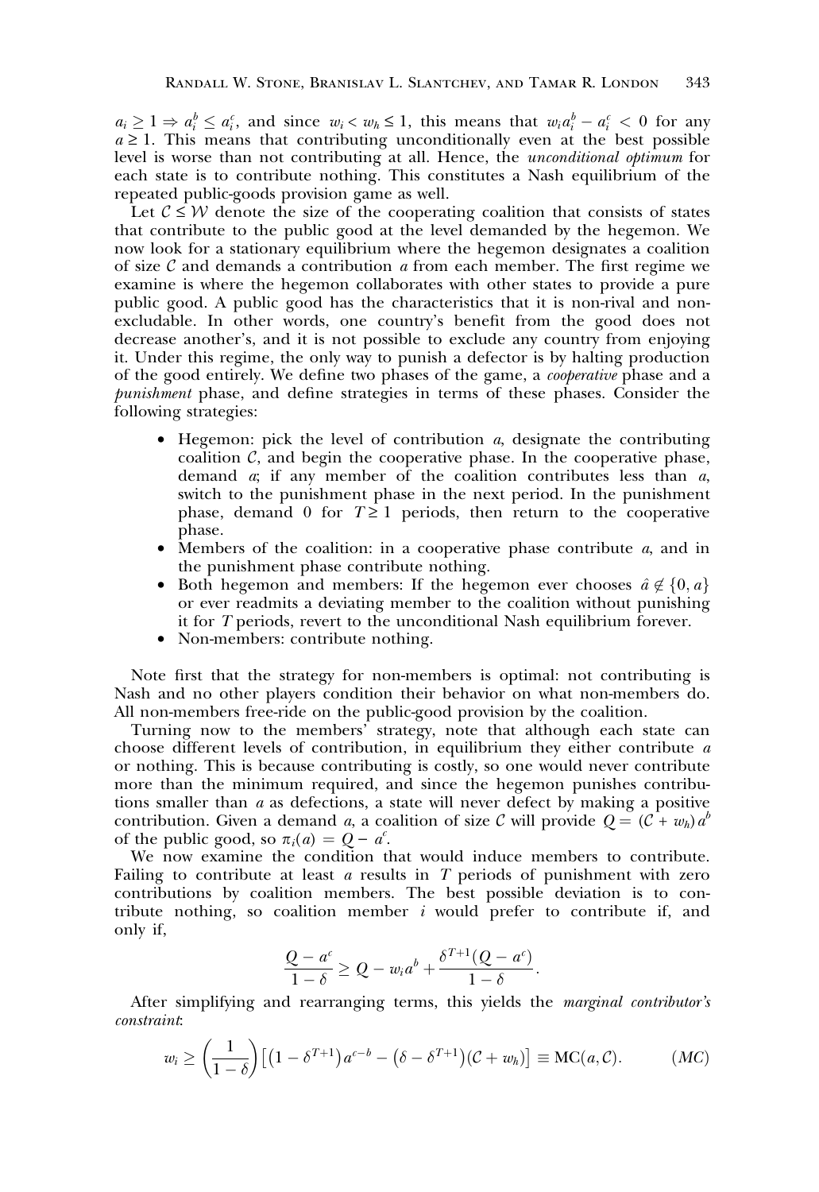$a_i \geq 1 \Rightarrow a_i^b \leq a_i^c$, and since $w_i < w_h \leq 1$, this means that $w_i a_i^b - a_i^c < 0$ for any $a \geq 1$. This means that contributing unconditionally even at the best possible level is worse than not contributing at all. Hence, the *unconditional optimum* for each state is to contribute nothing. This constitutes a Nash equilibrium of the repeated public-goods provision game as well.

Let $\mathcal{C} \leq \mathcal{W}$ denote the size of the cooperating coalition that consists of states that contribute to the public good at the level demanded by the hegemon. We now look for a stationary equilibrium where the hegemon designates a coalition of size $\mathcal{C}$ and demands a contribution $a$ from each member. The first regime we examine is where the hegemon collaborates with other states to provide a pure public good. A public good has the characteristics that it is non-rival and non-excludable. In other words, one country's benefit from the good does not decrease another's, and it is not possible to exclude any country from enjoying it. Under this regime, the only way to punish a defector is by halting production of the good entirely. We define two phases of the game, a *cooperative* phase and a *punishment* phase, and define strategies in terms of these phases. Consider the following strategies:

- Hegemon: pick the level of contribution $a$, designate the contributing coalition $\mathcal{C}$, and begin the cooperative phase. In the cooperative phase, demand $a$; if any member of the coalition contributes less than $a$, switch to the punishment phase in the next period. In the punishment phase, demand 0 for $T \geq 1$ periods, then return to the cooperative phase.
- Members of the coalition: in a cooperative phase contribute $a$, and in the punishment phase contribute nothing.
- Both hegemon and members: If the hegemon ever chooses $\hat{a} \notin \{0, a\}$ or ever readmits a deviating member to the coalition without punishing it for $T$ periods, revert to the unconditional Nash equilibrium forever.
- Non-members: contribute nothing.

Note first that the strategy for non-members is optimal: not contributing is Nash and no other players condition their behavior on what non-members do. All non-members free-ride on the public-good provision by the coalition.

Turning now to the members' strategy, note that although each state can choose different levels of contribution, in equilibrium they either contribute $a$ or nothing. This is because contributing is costly, so one would never contribute more than the minimum required, and since the hegemon punishes contributions smaller than $a$ as defections, a state will never defect by making a positive contribution. Given a demand $a$, a coalition of size $\mathcal{C}$ will provide $Q = (\mathcal{C} + w_h)\, a^b$ of the public good, so $\pi_i(a) = Q - a^c$.

We now examine the condition that would induce members to contribute. Failing to contribute at least $a$ results in $T$ periods of punishment with zero contributions by coalition members. The best possible deviation is to contribute nothing, so coalition member $i$ would prefer to contribute if, and only if,

$$\frac{Q - a^c}{1 - \delta} \geq Q - w_i a^b + \frac{\delta^{T+1}(Q - a^c)}{1 - \delta}.$$

After simplifying and rearranging terms, this yields the *marginal contributor's constraint*:

$$w_i \geq \left(\frac{1}{1 - \delta}\right)\left[\left(1 - \delta^{T+1}\right)a^{c-b} - \left(\delta - \delta^{T+1}\right)(\mathcal{C} + w_h)\right] \equiv \text{MC}(a, \mathcal{C}). \qquad (MC)$$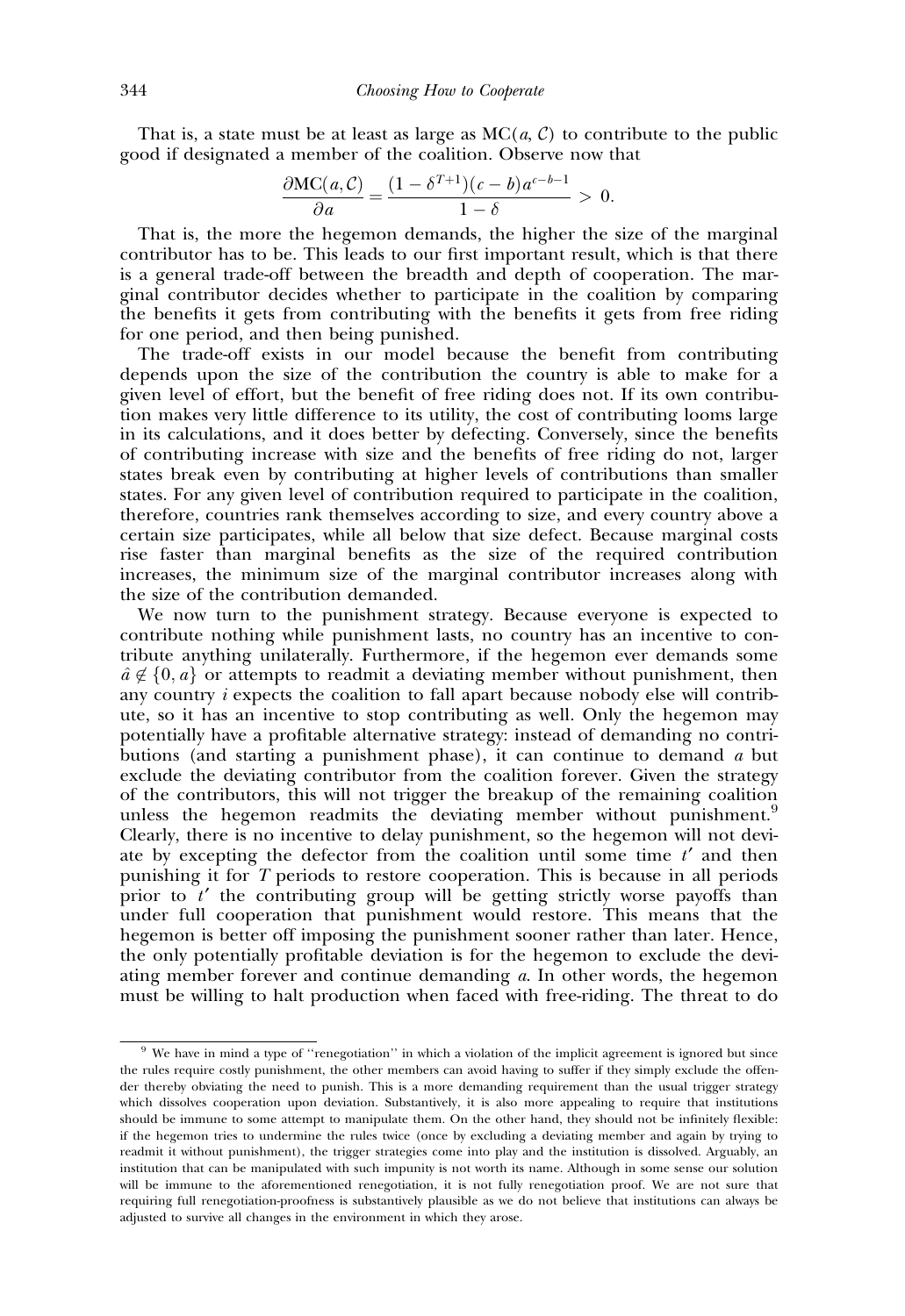That is, a state must be at least as large as $\mathrm{MC}(a, \mathcal{C})$ to contribute to the public good if designated a member of the coalition. Observe now that

$$\frac{\partial \mathrm{MC}(a, \mathcal{C})}{\partial a} = \frac{(1 - \delta^{T+1})(c - b)a^{c-b-1}}{1 - \delta} > 0.$$

That is, the more the hegemon demands, the higher the size of the marginal contributor has to be. This leads to our first important result, which is that there is a general trade-off between the breadth and depth of cooperation. The marginal contributor decides whether to participate in the coalition by comparing the benefits it gets from contributing with the benefits it gets from free riding for one period, and then being punished.

The trade-off exists in our model because the benefit from contributing depends upon the size of the contribution the country is able to make for a given level of effort, but the benefit of free riding does not. If its own contribution makes very little difference to its utility, the cost of contributing looms large in its calculations, and it does better by defecting. Conversely, since the benefits of contributing increase with size and the benefits of free riding do not, larger states break even by contributing at higher levels of contributions than smaller states. For any given level of contribution required to participate in the coalition, therefore, countries rank themselves according to size, and every country above a certain size participates, while all below that size defect. Because marginal costs rise faster than marginal benefits as the size of the required contribution increases, the minimum size of the marginal contributor increases along with the size of the contribution demanded.

We now turn to the punishment strategy. Because everyone is expected to contribute nothing while punishment lasts, no country has an incentive to contribute anything unilaterally. Furthermore, if the hegemon ever demands some $\hat{a} \notin \{0, a\}$ or attempts to readmit a deviating member without punishment, then any country $i$ expects the coalition to fall apart because nobody else will contribute, so it has an incentive to stop contributing as well. Only the hegemon may potentially have a profitable alternative strategy: instead of demanding no contributions (and starting a punishment phase), it can continue to demand $a$ but exclude the deviating contributor from the coalition forever. Given the strategy of the contributors, this will not trigger the breakup of the remaining coalition unless the hegemon readmits the deviating member without punishment.[9] Clearly, there is no incentive to delay punishment, so the hegemon will not deviate by excepting the defector from the coalition until some time $t'$ and then punishing it for $T$ periods to restore cooperation. This is because in all periods prior to $t'$ the contributing group will be getting strictly worse payoffs than under full cooperation that punishment would restore. This means that the hegemon is better off imposing the punishment sooner rather than later. Hence, the only potentially profitable deviation is for the hegemon to exclude the deviating member forever and continue demanding $a$. In other words, the hegemon must be willing to halt production when faced with free-riding. The threat to do

[9] We have in mind a type of ''renegotiation'' in which a violation of the implicit agreement is ignored but since the rules require costly punishment, the other members can avoid having to suffer if they simply exclude the offender thereby obviating the need to punish. This is a more demanding requirement than the usual trigger strategy which dissolves cooperation upon deviation. Substantively, it is also more appealing to require that institutions should be immune to some attempt to manipulate them. On the other hand, they should not be infinitely flexible: if the hegemon tries to undermine the rules twice (once by excluding a deviating member and again by trying to readmit it without punishment), the trigger strategies come into play and the institution is dissolved. Arguably, an institution that can be manipulated with such impunity is not worth its name. Although in some sense our solution will be immune to the aforementioned renegotiation, it is not fully renegotiation proof. We are not sure that requiring full renegotiation-proofness is substantively plausible as we do not believe that institutions can always be adjusted to survive all changes in the environment in which they arose.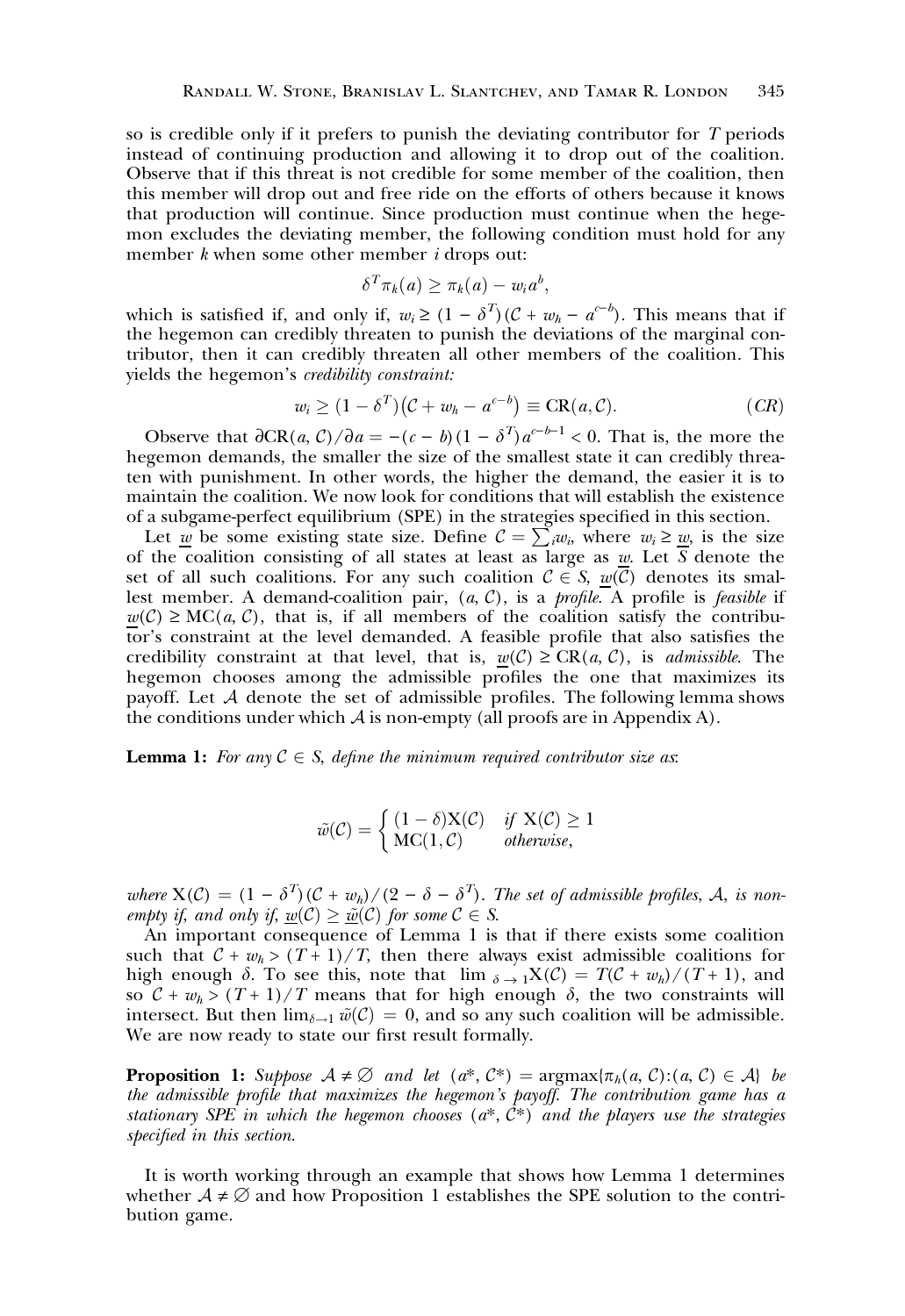so is credible only if it prefers to punish the deviating contributor for $T$ periods instead of continuing production and allowing it to drop out of the coalition. Observe that if this threat is not credible for some member of the coalition, then this member will drop out and free ride on the efforts of others because it knows that production will continue. Since production must continue when the hegemon excludes the deviating member, the following condition must hold for any member $k$ when some other member $i$ drops out:

$$\delta^T \pi_k(a) \geq \pi_k(a) - w_i a^b,$$

which is satisfied if, and only if, $w_i \geq (1 - \delta^T)(\mathcal{C} + w_h - a^{c-b})$. This means that if the hegemon can credibly threaten to punish the deviations of the marginal contributor, then it can credibly threaten all other members of the coalition. This yields the hegemon's *credibility constraint:*

$$w_i \geq (1 - \delta^T)(\mathcal{C} + w_h - a^{c-b}) \equiv \text{CR}(a, \mathcal{C}). \qquad (CR)$$

Observe that $\partial \text{CR}(a, \mathcal{C})/\partial a = -(c - b)(1 - \delta^T)a^{c-b-1} < 0$. That is, the more the hegemon demands, the smaller the size of the smallest state it can credibly threaten with punishment. In other words, the higher the demand, the easier it is to maintain the coalition. We now look for conditions that will establish the existence of a subgame-perfect equilibrium (SPE) in the strategies specified in this section.

Let $\underline{w}$ be some existing state size. Define $\mathcal{C} = \sum_i w_i$, where $w_i \geq \underline{w}$, is the size of the coalition consisting of all states at least as large as $\underline{w}$. Let $S$ denote the set of all such coalitions. For any such coalition $\mathcal{C} \in S$, $\underline{w}(\mathcal{C})$ denotes its smallest member. A demand-coalition pair, $(a, \mathcal{C})$, is a *profile*. A profile is *feasible* if $\underline{w}(\mathcal{C}) \geq \text{MC}(a, \mathcal{C})$, that is, if all members of the coalition satisfy the contributor's constraint at the level demanded. A feasible profile that also satisfies the credibility constraint at that level, that is, $\underline{w}(\mathcal{C}) \geq \text{CR}(a, \mathcal{C})$, is *admissible*. The hegemon chooses among the admissible profiles the one that maximizes its payoff. Let $\mathcal{A}$ denote the set of admissible profiles. The following lemma shows the conditions under which $\mathcal{A}$ is non-empty (all proofs are in Appendix A).

**Lemma 1:** *For any $\mathcal{C} \in S$, define the minimum required contributor size as:*

$$\tilde{w}(\mathcal{C}) = \begin{cases} (1 - \delta)\text{X}(\mathcal{C}) & \text{if } \text{X}(\mathcal{C}) \geq 1 \\ \text{MC}(1, \mathcal{C}) & \text{otherwise,} \end{cases}$$

*where $\text{X}(\mathcal{C}) = (1 - \delta^T)(\mathcal{C} + w_h)/(2 - \delta - \delta^T)$. The set of admissible profiles, $\mathcal{A}$, is non-empty if, and only if, $\underline{w}(\mathcal{C}) \geq \underline{\tilde{w}}(\mathcal{C})$ for some $\mathcal{C} \in S$.*

An important consequence of Lemma 1 is that if there exists some coalition such that $\mathcal{C} + w_h > (T + 1)/T$, then there always exist admissible coalitions for high enough $\delta$. To see this, note that $\lim_{\delta \to 1} \text{X}(\mathcal{C}) = T(\mathcal{C} + w_h)/(T + 1)$, and so $\mathcal{C} + w_h > (T + 1)/T$ means that for high enough $\delta$, the two constraints will intersect. But then $\lim_{\delta \to 1} \tilde{w}(\mathcal{C}) = 0$, and so any such coalition will be admissible. We are now ready to state our first result formally.

**Proposition 1:** *Suppose $\mathcal{A} \neq \emptyset$ and let $(a^*, \mathcal{C}^*) = \text{argmax}\{\pi_h(a, \mathcal{C}) : (a, \mathcal{C}) \in \mathcal{A}\}$ be the admissible profile that maximizes the hegemon's payoff. The contribution game has a stationary SPE in which the hegemon chooses $(a^*, \mathcal{C}^*)$ and the players use the strategies specified in this section.*

It is worth working through an example that shows how Lemma 1 determines whether $\mathcal{A} \neq \emptyset$ and how Proposition 1 establishes the SPE solution to the contribution game.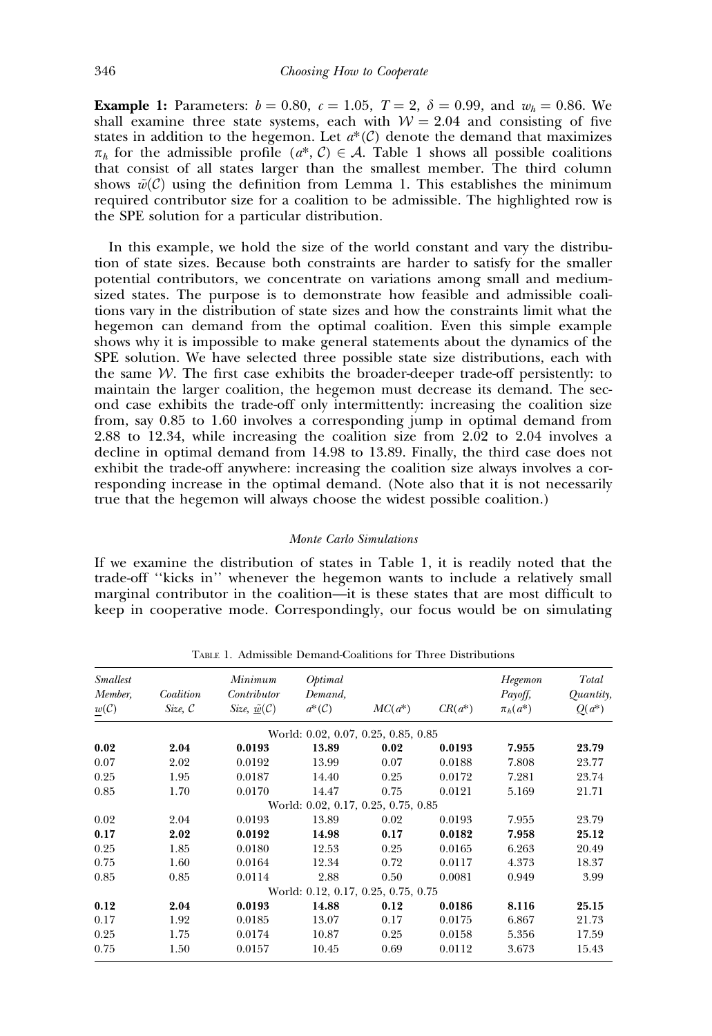**Example 1:** Parameters: $b = 0.80$, $c = 1.05$, $T = 2$, $\delta = 0.99$, and $w_h = 0.86$. We shall examine three state systems, each with $\mathcal{W} = 2.04$ and consisting of five states in addition to the hegemon. Let $a^*(\mathcal{C})$ denote the demand that maximizes $\pi_h$ for the admissible profile $(a^*, \mathcal{C}) \in \mathcal{A}$. Table 1 shows all possible coalitions that consist of all states larger than the smallest member. The third column shows $\tilde{w}(\mathcal{C})$ using the definition from Lemma 1. This establishes the minimum required contributor size for a coalition to be admissible. The highlighted row is the SPE solution for a particular distribution.

In this example, we hold the size of the world constant and vary the distribution of state sizes. Because both constraints are harder to satisfy for the smaller potential contributors, we concentrate on variations among small and medium-sized states. The purpose is to demonstrate how feasible and admissible coalitions vary in the distribution of state sizes and how the constraints limit what the hegemon can demand from the optimal coalition. Even this simple example shows why it is impossible to make general statements about the dynamics of the SPE solution. We have selected three possible state size distributions, each with the same $\mathcal{W}$. The first case exhibits the broader-deeper trade-off persistently: to maintain the larger coalition, the hegemon must decrease its demand. The second case exhibits the trade-off only intermittently: increasing the coalition size from, say 0.85 to 1.60 involves a corresponding jump in optimal demand from 2.88 to 12.34, while increasing the coalition size from 2.02 to 2.04 involves a decline in optimal demand from 14.98 to 13.89. Finally, the third case does not exhibit the trade-off anywhere: increasing the coalition size always involves a corresponding increase in the optimal demand. (Note also that it is not necessarily true that the hegemon will always choose the widest possible coalition.)

### *Monte Carlo Simulations*

If we examine the distribution of states in Table 1, it is readily noted that the trade-off "kicks in" whenever the hegemon wants to include a relatively small marginal contributor in the coalition—it is these states that are most difficult to keep in cooperative mode. Correspondingly, our focus would be on simulating

TABLE 1. Admissible Demand-Coalitions for Three Distributions

| Smallest Member, $\underline{w}(\mathcal{C})$ | Coalition Size, $\mathcal{C}$ | Minimum Contributor Size, $\tilde{\underline{w}}(\mathcal{C})$ | Optimal Demand, $a^*(\mathcal{C})$ | $MC(a^*)$ | $CR(a^*)$ | Hegemon Payoff, $\pi_h(a^*)$ | Total Quantity, $Q(a^*)$ |
|---|---|---|---|---|---|---|---|
| | | | World: 0.02, 0.07, 0.25, 0.85, 0.85 | | | | |
| **0.02** | **2.04** | **0.0193** | **13.89** | **0.02** | **0.0193** | **7.955** | **23.79** |
| 0.07 | 2.02 | 0.0192 | 13.99 | 0.07 | 0.0188 | 7.808 | 23.77 |
| 0.25 | 1.95 | 0.0187 | 14.40 | 0.25 | 0.0172 | 7.281 | 23.74 |
| 0.85 | 1.70 | 0.0170 | 14.47 | 0.75 | 0.0121 | 5.169 | 21.71 |
| | | | World: 0.02, 0.17, 0.25, 0.75, 0.85 | | | | |
| 0.02 | 2.04 | 0.0193 | 13.89 | 0.02 | 0.0193 | 7.955 | 23.79 |
| **0.17** | **2.02** | **0.0192** | **14.98** | **0.17** | **0.0182** | **7.958** | **25.12** |
| 0.25 | 1.85 | 0.0180 | 12.53 | 0.25 | 0.0165 | 6.263 | 20.49 |
| 0.75 | 1.60 | 0.0164 | 12.34 | 0.72 | 0.0117 | 4.373 | 18.37 |
| 0.85 | 0.85 | 0.0114 | 2.88 | 0.50 | 0.0081 | 0.949 | 3.99 |
| | | | World: 0.12, 0.17, 0.25, 0.75, 0.75 | | | | |
| **0.12** | **2.04** | **0.0193** | **14.88** | **0.12** | **0.0186** | **8.116** | **25.15** |
| 0.17 | 1.92 | 0.0185 | 13.07 | 0.17 | 0.0175 | 6.867 | 21.73 |
| 0.25 | 1.75 | 0.0174 | 10.87 | 0.25 | 0.0158 | 5.356 | 17.59 |
| 0.75 | 1.50 | 0.0157 | 10.45 | 0.69 | 0.0112 | 3.673 | 15.43 |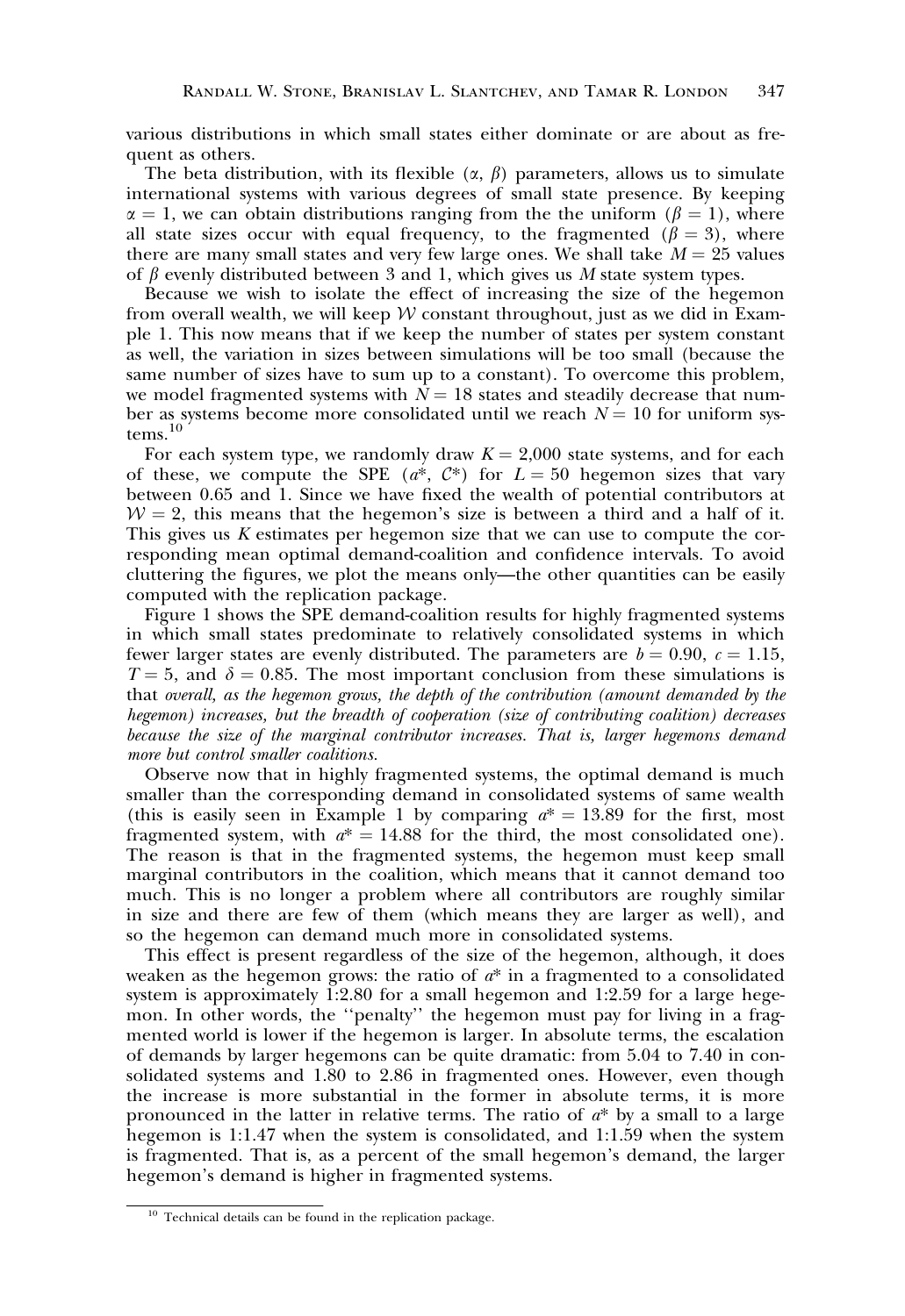various distributions in which small states either dominate or are about as frequent as others.

The beta distribution, with its flexible ($\alpha$, $\beta$) parameters, allows us to simulate international systems with various degrees of small state presence. By keeping $\alpha = 1$, we can obtain distributions ranging from the the uniform ($\beta = 1$), where all state sizes occur with equal frequency, to the fragmented ($\beta = 3$), where there are many small states and very few large ones. We shall take $M = 25$ values of $\beta$ evenly distributed between 3 and 1, which gives us $M$ state system types.

Because we wish to isolate the effect of increasing the size of the hegemon from overall wealth, we will keep $\mathcal{W}$ constant throughout, just as we did in Example 1. This now means that if we keep the number of states per system constant as well, the variation in sizes between simulations will be too small (because the same number of sizes have to sum up to a constant). To overcome this problem, we model fragmented systems with $N = 18$ states and steadily decrease that number as systems become more consolidated until we reach $N = 10$ for uniform systems.[10]

For each system type, we randomly draw $K = 2{,}000$ state systems, and for each of these, we compute the SPE ($a^*$, $\mathcal{C}^*$) for $L = 50$ hegemon sizes that vary between 0.65 and 1. Since we have fixed the wealth of potential contributors at $\mathcal{W} = 2$, this means that the hegemon's size is between a third and a half of it. This gives us $K$ estimates per hegemon size that we can use to compute the corresponding mean optimal demand-coalition and confidence intervals. To avoid cluttering the figures, we plot the means only—the other quantities can be easily computed with the replication package.

Figure 1 shows the SPE demand-coalition results for highly fragmented systems in which small states predominate to relatively consolidated systems in which fewer larger states are evenly distributed. The parameters are $b = 0.90$, $c = 1.15$, $T = 5$, and $\delta = 0.85$. The most important conclusion from these simulations is that *overall, as the hegemon grows, the depth of the contribution (amount demanded by the hegemon) increases, but the breadth of cooperation (size of contributing coalition) decreases because the size of the marginal contributor increases. That is, larger hegemons demand more but control smaller coalitions.*

Observe now that in highly fragmented systems, the optimal demand is much smaller than the corresponding demand in consolidated systems of same wealth (this is easily seen in Example 1 by comparing $a^* = 13.89$ for the first, most fragmented system, with $a^* = 14.88$ for the third, the most consolidated one). The reason is that in the fragmented systems, the hegemon must keep small marginal contributors in the coalition, which means that it cannot demand too much. This is no longer a problem where all contributors are roughly similar in size and there are few of them (which means they are larger as well), and so the hegemon can demand much more in consolidated systems.

This effect is present regardless of the size of the hegemon, although, it does weaken as the hegemon grows: the ratio of $a^*$ in a fragmented to a consolidated system is approximately 1:2.80 for a small hegemon and 1:2.59 for a large hegemon. In other words, the ''penalty'' the hegemon must pay for living in a fragmented world is lower if the hegemon is larger. In absolute terms, the escalation of demands by larger hegemons can be quite dramatic: from 5.04 to 7.40 in consolidated systems and 1.80 to 2.86 in fragmented ones. However, even though the increase is more substantial in the former in absolute terms, it is more pronounced in the latter in relative terms. The ratio of $a^*$ by a small to a large hegemon is 1:1.47 when the system is consolidated, and 1:1.59 when the system is fragmented. That is, as a percent of the small hegemon's demand, the larger hegemon's demand is higher in fragmented systems.

[10] Technical details can be found in the replication package.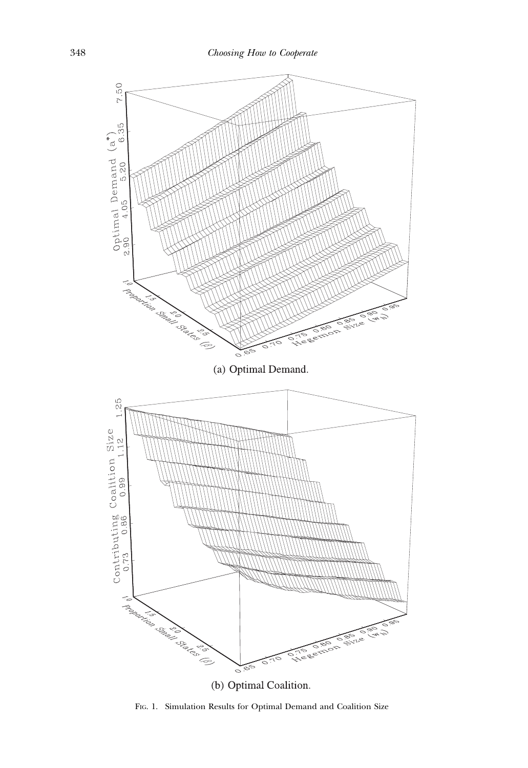(a) Optimal Demand.

(b) Optimal Coalition.

Fig. 1. Simulation Results for Optimal Demand and Coalition Size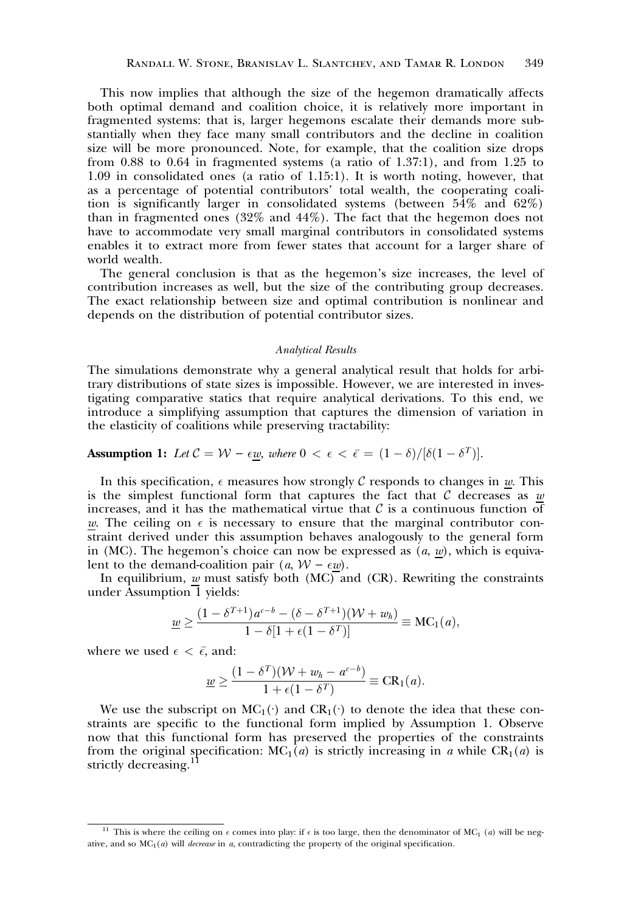This now implies that although the size of the hegemon dramatically affects both optimal demand and coalition choice, it is relatively more important in fragmented systems: that is, larger hegemons escalate their demands more substantially when they face many small contributors and the decline in coalition size will be more pronounced. Note, for example, that the coalition size drops from 0.88 to 0.64 in fragmented systems (a ratio of 1.37:1), and from 1.25 to 1.09 in consolidated ones (a ratio of 1.15:1). It is worth noting, however, that as a percentage of potential contributors' total wealth, the cooperating coalition is significantly larger in consolidated systems (between 54% and 62%) than in fragmented ones (32% and 44%). The fact that the hegemon does not have to accommodate very small marginal contributors in consolidated systems enables it to extract more from fewer states that account for a larger share of world wealth.

The general conclusion is that as the hegemon's size increases, the level of contribution increases as well, but the size of the contributing group decreases. The exact relationship between size and optimal contribution is nonlinear and depends on the distribution of potential contributor sizes.

### *Analytical Results*

The simulations demonstrate why a general analytical result that holds for arbitrary distributions of state sizes is impossible. However, we are interested in investigating comparative statics that require analytical derivations. To this end, we introduce a simplifying assumption that captures the dimension of variation in the elasticity of coalitions while preserving tractability:

**Assumption 1:** *Let* $\mathcal{C} = \mathcal{W} - \epsilon \underline{w}$*, where* $0 < \epsilon < \bar{\epsilon} = (1-\delta)/[\delta(1-\delta^T)]$.

In this specification, $\epsilon$ measures how strongly $\mathcal{C}$ responds to changes in $\underline{w}$. This is the simplest functional form that captures the fact that $\mathcal{C}$ decreases as $\underline{w}$ increases, and it has the mathematical virtue that $\mathcal{C}$ is a continuous function of $\underline{w}$. The ceiling on $\epsilon$ is necessary to ensure that the marginal contributor constraint derived under this assumption behaves analogously to the general form in (MC). The hegemon's choice can now be expressed as $(a, \underline{w})$, which is equivalent to the demand-coalition pair $(a, \mathcal{W} - \epsilon \underline{w})$.

In equilibrium, $\underline{w}$ must satisfy both (MC) and (CR). Rewriting the constraints under Assumption 1 yields:

$$\underline{w} \geq \frac{(1-\delta^{T+1})a^{c-b} - (\delta - \delta^{T+1})(\mathcal{W} + w_h)}{1 - \delta[1 + \epsilon(1-\delta^T)]} \equiv \mathrm{MC}_1(a),$$

where we used $\epsilon < \bar{\epsilon}$, and:

$$\underline{w} \geq \frac{(1-\delta^T)(\mathcal{W} + w_h - a^{c-b})}{1 + \epsilon(1-\delta^T)} \equiv \mathrm{CR}_1(a).$$

We use the subscript on $\mathrm{MC}_1(\cdot)$ and $\mathrm{CR}_1(\cdot)$ to denote the idea that these constraints are specific to the functional form implied by Assumption 1. Observe now that this functional form has preserved the properties of the constraints from the original specification: $\mathrm{MC}_1(a)$ is strictly increasing in $a$ while $\mathrm{CR}_1(a)$ is strictly decreasing.[11]

[11] This is where the ceiling on $\epsilon$ comes into play: if $\epsilon$ is too large, then the denominator of $\mathrm{MC}_1(a)$ will be negative, and so $\mathrm{MC}_1(a)$ will *decrease* in $a$, contradicting the property of the original specification.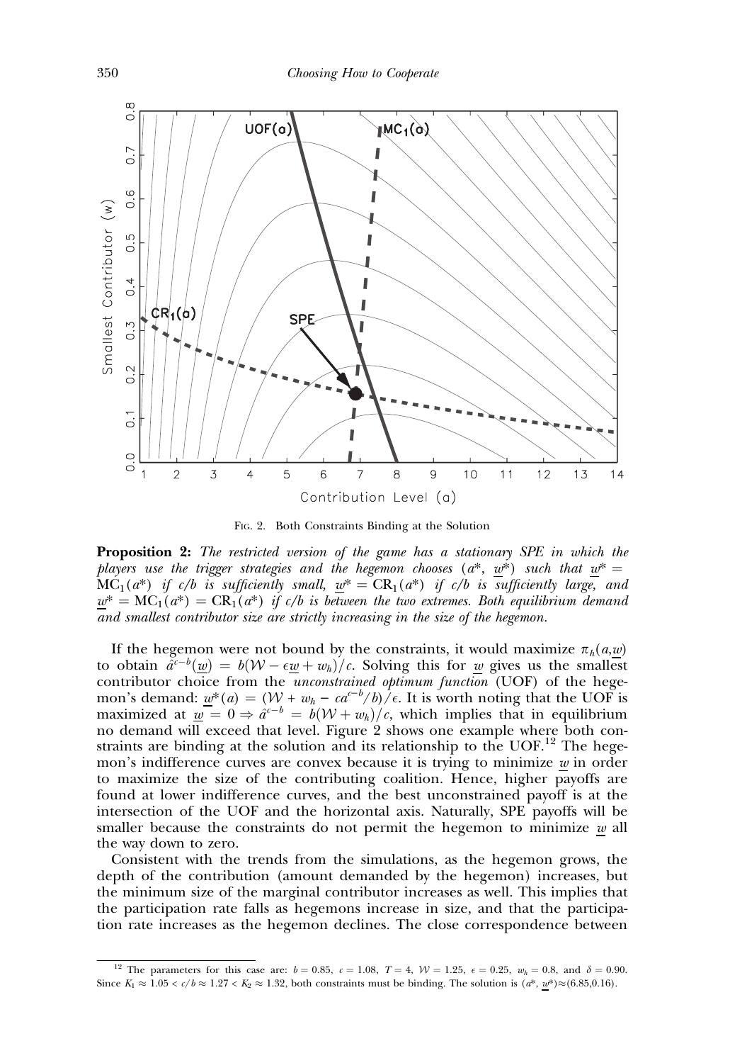FIG. 2. Both Constraints Binding at the Solution

**Proposition 2:** *The restricted version of the game has a stationary SPE in which the players use the trigger strategies and the hegemon chooses* ($a^*$, $\underline{w}^*$) *such that* $\underline{w}^* = \mathrm{MC}_1(a^*)$ *if* $c/b$ *is sufficiently small,* $\underline{w}^* = \mathrm{CR}_1(a^*)$ *if* $c/b$ *is sufficiently large, and* $\underline{w}^* = \mathrm{MC}_1(a^*) = \mathrm{CR}_1(a^*)$ *if* $c/b$ *is between the two extremes. Both equilibrium demand and smallest contributor size are strictly increasing in the size of the hegemon.*

If the hegemon were not bound by the constraints, it would maximize $\pi_h(a,\underline{w})$ to obtain $\hat{a}^{c-b}(\underline{w}) = b(\mathcal{W} - \epsilon\underline{w} + w_h)/c$. Solving this for $\underline{w}$ gives us the smallest contributor choice from the *unconstrained optimum function* (UOF) of the hegemon's demand: $\underline{w}^*(a) = (\mathcal{W} + w_h - ca^{c-b}/b)/\epsilon$. It is worth noting that the UOF is maximized at $\underline{w} = 0 \Rightarrow \hat{a}^{c-b} = b(\mathcal{W} + w_h)/c$, which implies that in equilibrium no demand will exceed that level. Figure 2 shows one example where both constraints are binding at the solution and its relationship to the UOF.[12] The hegemon's indifference curves are convex because it is trying to minimize $\underline{w}$ in order to maximize the size of the contributing coalition. Hence, higher payoffs are found at lower indifference curves, and the best unconstrained payoff is at the intersection of the UOF and the horizontal axis. Naturally, SPE payoffs will be smaller because the constraints do not permit the hegemon to minimize $\underline{w}$ all the way down to zero.

Consistent with the trends from the simulations, as the hegemon grows, the depth of the contribution (amount demanded by the hegemon) increases, but the minimum size of the marginal contributor increases as well. This implies that the participation rate falls as hegemons increase in size, and that the participation rate increases as the hegemon declines. The close correspondence between

[12] The parameters for this case are: $b = 0.85$, $c = 1.08$, $T = 4$, $\mathcal{W} = 1.25$, $\epsilon = 0.25$, $w_h = 0.8$, and $\delta = 0.90$. Since $K_1 \approx 1.05 < c/b \approx 1.27 < K_2 \approx 1.32$, both constraints must be binding. The solution is $(a^*, \underline{w}^*) \approx (6.85, 0.16)$.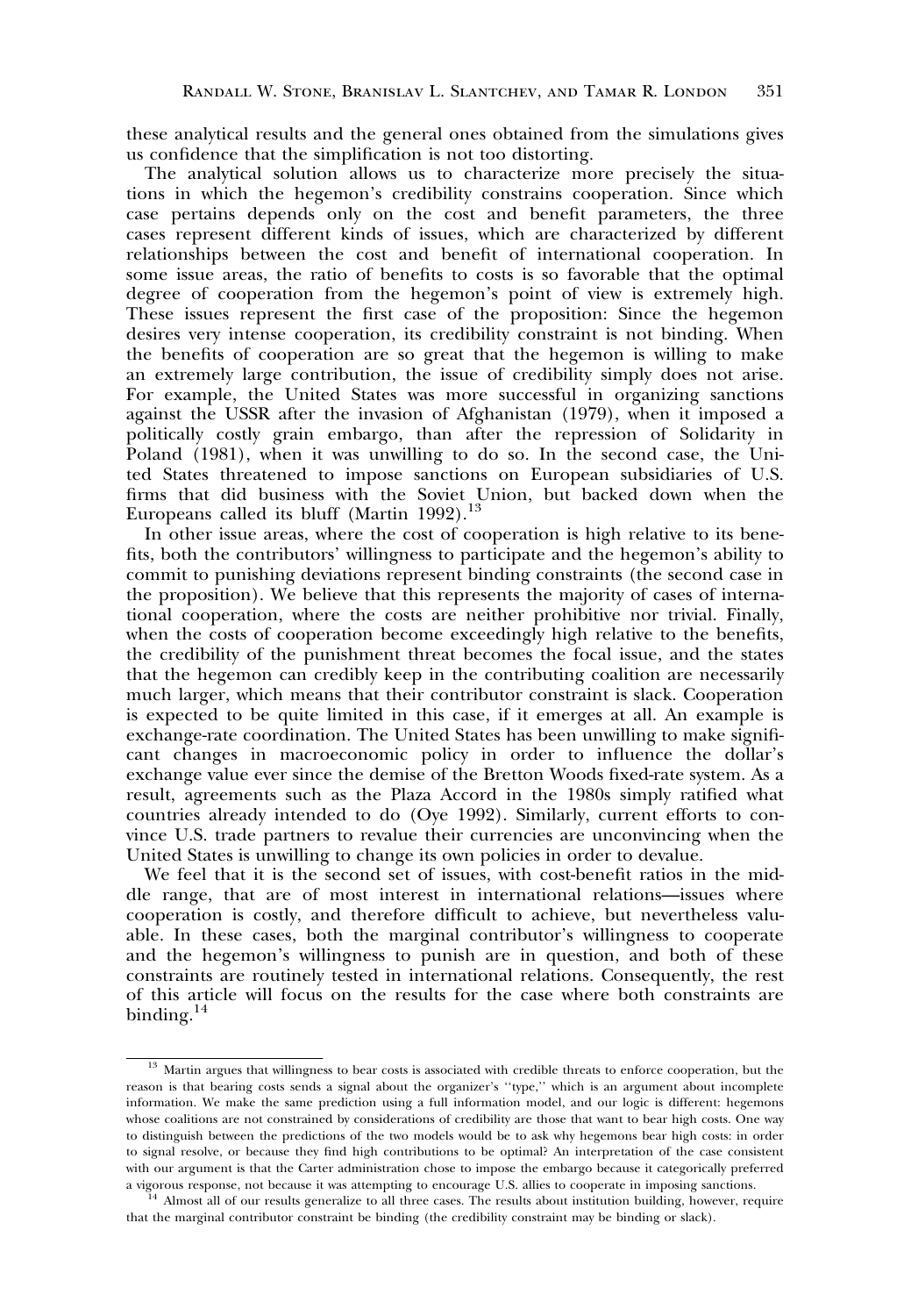these analytical results and the general ones obtained from the simulations gives us confidence that the simplification is not too distorting.

The analytical solution allows us to characterize more precisely the situations in which the hegemon's credibility constrains cooperation. Since which case pertains depends only on the cost and benefit parameters, the three cases represent different kinds of issues, which are characterized by different relationships between the cost and benefit of international cooperation. In some issue areas, the ratio of benefits to costs is so favorable that the optimal degree of cooperation from the hegemon's point of view is extremely high. These issues represent the first case of the proposition: Since the hegemon desires very intense cooperation, its credibility constraint is not binding. When the benefits of cooperation are so great that the hegemon is willing to make an extremely large contribution, the issue of credibility simply does not arise. For example, the United States was more successful in organizing sanctions against the USSR after the invasion of Afghanistan (1979), when it imposed a politically costly grain embargo, than after the repression of Solidarity in Poland (1981), when it was unwilling to do so. In the second case, the United States threatened to impose sanctions on European subsidiaries of U.S. firms that did business with the Soviet Union, but backed down when the Europeans called its bluff (Martin 1992).[13]

In other issue areas, where the cost of cooperation is high relative to its benefits, both the contributors' willingness to participate and the hegemon's ability to commit to punishing deviations represent binding constraints (the second case in the proposition). We believe that this represents the majority of cases of international cooperation, where the costs are neither prohibitive nor trivial. Finally, when the costs of cooperation become exceedingly high relative to the benefits, the credibility of the punishment threat becomes the focal issue, and the states that the hegemon can credibly keep in the contributing coalition are necessarily much larger, which means that their contributor constraint is slack. Cooperation is expected to be quite limited in this case, if it emerges at all. An example is exchange-rate coordination. The United States has been unwilling to make significant changes in macroeconomic policy in order to influence the dollar's exchange value ever since the demise of the Bretton Woods fixed-rate system. As a result, agreements such as the Plaza Accord in the 1980s simply ratified what countries already intended to do (Oye 1992). Similarly, current efforts to convince U.S. trade partners to revalue their currencies are unconvincing when the United States is unwilling to change its own policies in order to devalue.

We feel that it is the second set of issues, with cost-benefit ratios in the middle range, that are of most interest in international relations—issues where cooperation is costly, and therefore difficult to achieve, but nevertheless valuable. In these cases, both the marginal contributor's willingness to cooperate and the hegemon's willingness to punish are in question, and both of these constraints are routinely tested in international relations. Consequently, the rest of this article will focus on the results for the case where both constraints are binding.[14]

[13] Martin argues that willingness to bear costs is associated with credible threats to enforce cooperation, but the reason is that bearing costs sends a signal about the organizer's "type," which is an argument about incomplete information. We make the same prediction using a full information model, and our logic is different: hegemons whose coalitions are not constrained by considerations of credibility are those that want to bear high costs. One way to distinguish between the predictions of the two models would be to ask why hegemons bear high costs: in order to signal resolve, or because they find high contributions to be optimal? An interpretation of the case consistent with our argument is that the Carter administration chose to impose the embargo because it categorically preferred a vigorous response, not because it was attempting to encourage U.S. allies to cooperate in imposing sanctions.

[14] Almost all of our results generalize to all three cases. The results about institution building, however, require that the marginal contributor constraint be binding (the credibility constraint may be binding or slack).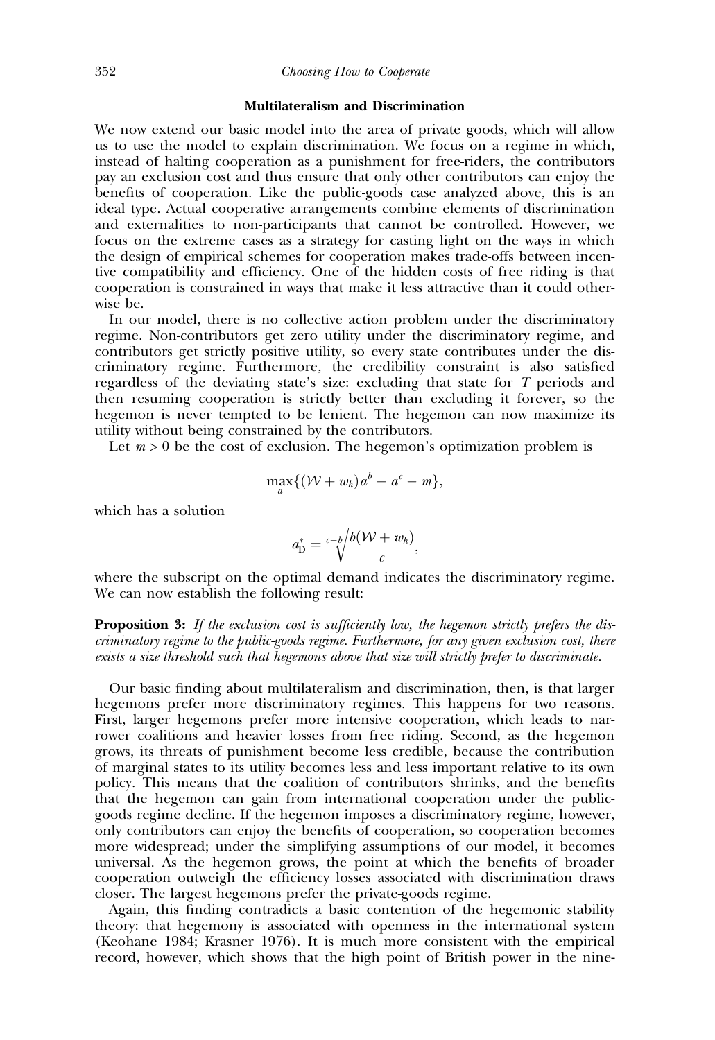### Multilateralism and Discrimination

We now extend our basic model into the area of private goods, which will allow us to use the model to explain discrimination. We focus on a regime in which, instead of halting cooperation as a punishment for free-riders, the contributors pay an exclusion cost and thus ensure that only other contributors can enjoy the benefits of cooperation. Like the public-goods case analyzed above, this is an ideal type. Actual cooperative arrangements combine elements of discrimination and externalities to non-participants that cannot be controlled. However, we focus on the extreme cases as a strategy for casting light on the ways in which the design of empirical schemes for cooperation makes trade-offs between incentive compatibility and efficiency. One of the hidden costs of free riding is that cooperation is constrained in ways that make it less attractive than it could otherwise be.

In our model, there is no collective action problem under the discriminatory regime. Non-contributors get zero utility under the discriminatory regime, and contributors get strictly positive utility, so every state contributes under the discriminatory regime. Furthermore, the credibility constraint is also satisfied regardless of the deviating state's size: excluding that state for $T$ periods and then resuming cooperation is strictly better than excluding it forever, so the hegemon is never tempted to be lenient. The hegemon can now maximize its utility without being constrained by the contributors.

Let $m > 0$ be the cost of exclusion. The hegemon's optimization problem is

$$\max_{a}\{(\mathcal{W} + w_h)a^b - a^c - m\},$$

which has a solution

$$a^*_{\mathrm{D}} = \sqrt[c-b]{\frac{b(\mathcal{W} + w_h)}{c}},$$

where the subscript on the optimal demand indicates the discriminatory regime. We can now establish the following result:

**Proposition 3:** *If the exclusion cost is sufficiently low, the hegemon strictly prefers the discriminatory regime to the public-goods regime. Furthermore, for any given exclusion cost, there exists a size threshold such that hegemons above that size will strictly prefer to discriminate.*

Our basic finding about multilateralism and discrimination, then, is that larger hegemons prefer more discriminatory regimes. This happens for two reasons. First, larger hegemons prefer more intensive cooperation, which leads to narrower coalitions and heavier losses from free riding. Second, as the hegemon grows, its threats of punishment become less credible, because the contribution of marginal states to its utility becomes less and less important relative to its own policy. This means that the coalition of contributors shrinks, and the benefits that the hegemon can gain from international cooperation under the public-goods regime decline. If the hegemon imposes a discriminatory regime, however, only contributors can enjoy the benefits of cooperation, so cooperation becomes more widespread; under the simplifying assumptions of our model, it becomes universal. As the hegemon grows, the point at which the benefits of broader cooperation outweigh the efficiency losses associated with discrimination draws closer. The largest hegemons prefer the private-goods regime.

Again, this finding contradicts a basic contention of the hegemonic stability theory: that hegemony is associated with openness in the international system (Keohane 1984; Krasner 1976). It is much more consistent with the empirical record, however, which shows that the high point of British power in the nine-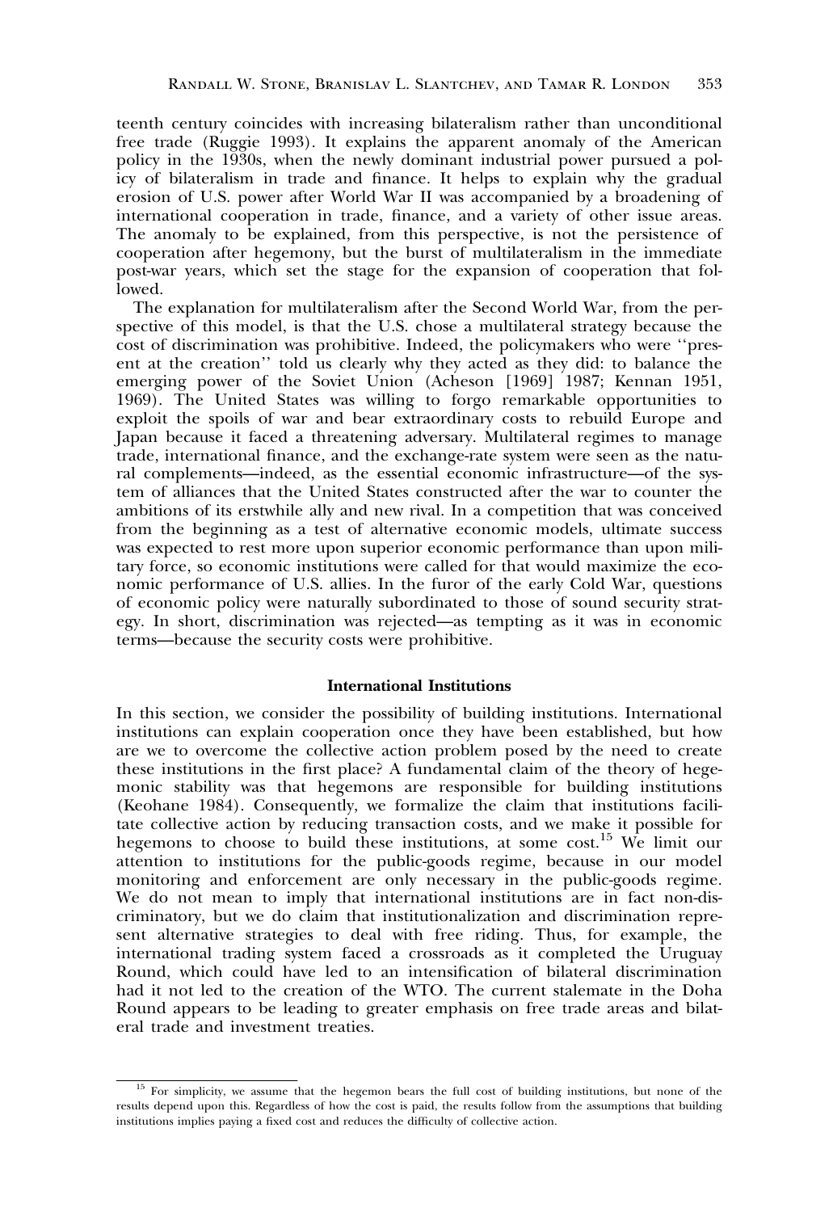teenth century coincides with increasing bilateralism rather than unconditional free trade (Ruggie 1993). It explains the apparent anomaly of the American policy in the 1930s, when the newly dominant industrial power pursued a policy of bilateralism in trade and finance. It helps to explain why the gradual erosion of U.S. power after World War II was accompanied by a broadening of international cooperation in trade, finance, and a variety of other issue areas. The anomaly to be explained, from this perspective, is not the persistence of cooperation after hegemony, but the burst of multilateralism in the immediate post-war years, which set the stage for the expansion of cooperation that followed.

The explanation for multilateralism after the Second World War, from the perspective of this model, is that the U.S. chose a multilateral strategy because the cost of discrimination was prohibitive. Indeed, the policymakers who were ''present at the creation'' told us clearly why they acted as they did: to balance the emerging power of the Soviet Union (Acheson [1969] 1987; Kennan 1951, 1969). The United States was willing to forgo remarkable opportunities to exploit the spoils of war and bear extraordinary costs to rebuild Europe and Japan because it faced a threatening adversary. Multilateral regimes to manage trade, international finance, and the exchange-rate system were seen as the natural complements—indeed, as the essential economic infrastructure—of the system of alliances that the United States constructed after the war to counter the ambitions of its erstwhile ally and new rival. In a competition that was conceived from the beginning as a test of alternative economic models, ultimate success was expected to rest more upon superior economic performance than upon military force, so economic institutions were called for that would maximize the economic performance of U.S. allies. In the furor of the early Cold War, questions of economic policy were naturally subordinated to those of sound security strategy. In short, discrimination was rejected—as tempting as it was in economic terms—because the security costs were prohibitive.

## International Institutions

In this section, we consider the possibility of building institutions. International institutions can explain cooperation once they have been established, but how are we to overcome the collective action problem posed by the need to create these institutions in the first place? A fundamental claim of the theory of hegemonic stability was that hegemons are responsible for building institutions (Keohane 1984). Consequently, we formalize the claim that institutions facilitate collective action by reducing transaction costs, and we make it possible for hegemons to choose to build these institutions, at some cost.[15] We limit our attention to institutions for the public-goods regime, because in our model monitoring and enforcement are only necessary in the public-goods regime. We do not mean to imply that international institutions are in fact non-discriminatory, but we do claim that institutionalization and discrimination represent alternative strategies to deal with free riding. Thus, for example, the international trading system faced a crossroads as it completed the Uruguay Round, which could have led to an intensification of bilateral discrimination had it not led to the creation of the WTO. The current stalemate in the Doha Round appears to be leading to greater emphasis on free trade areas and bilateral trade and investment treaties.

[15] For simplicity, we assume that the hegemon bears the full cost of building institutions, but none of the results depend upon this. Regardless of how the cost is paid, the results follow from the assumptions that building institutions implies paying a fixed cost and reduces the difficulty of collective action.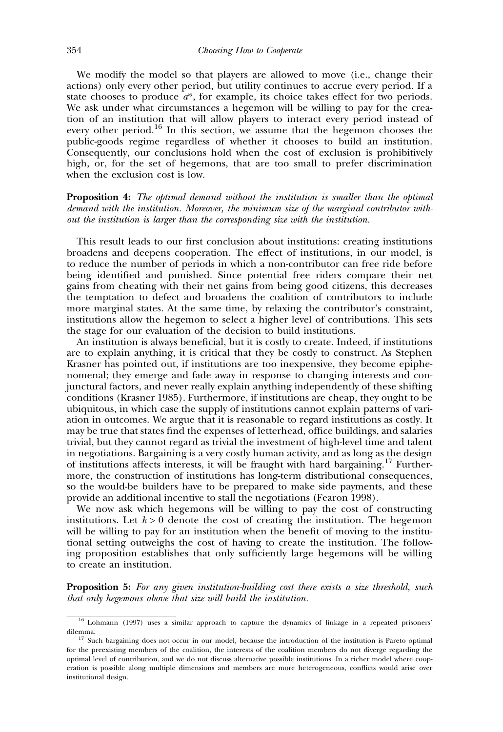We modify the model so that players are allowed to move (i.e., change their actions) only every other period, but utility continues to accrue every period. If a state chooses to produce $a^*$, for example, its choice takes effect for two periods. We ask under what circumstances a hegemon will be willing to pay for the creation of an institution that will allow players to interact every period instead of every other period.[16] In this section, we assume that the hegemon chooses the public-goods regime regardless of whether it chooses to build an institution. Consequently, our conclusions hold when the cost of exclusion is prohibitively high, or, for the set of hegemons, that are too small to prefer discrimination when the exclusion cost is low.

**Proposition 4:** *The optimal demand without the institution is smaller than the optimal demand with the institution. Moreover, the minimum size of the marginal contributor without the institution is larger than the corresponding size with the institution.*

This result leads to our first conclusion about institutions: creating institutions broadens and deepens cooperation. The effect of institutions, in our model, is to reduce the number of periods in which a non-contributor can free ride before being identified and punished. Since potential free riders compare their net gains from cheating with their net gains from being good citizens, this decreases the temptation to defect and broadens the coalition of contributors to include more marginal states. At the same time, by relaxing the contributor's constraint, institutions allow the hegemon to select a higher level of contributions. This sets the stage for our evaluation of the decision to build institutions.

An institution is always beneficial, but it is costly to create. Indeed, if institutions are to explain anything, it is critical that they be costly to construct. As Stephen Krasner has pointed out, if institutions are too inexpensive, they become epiphenomenal; they emerge and fade away in response to changing interests and conjunctural factors, and never really explain anything independently of these shifting conditions (Krasner 1985). Furthermore, if institutions are cheap, they ought to be ubiquitous, in which case the supply of institutions cannot explain patterns of variation in outcomes. We argue that it is reasonable to regard institutions as costly. It may be true that states find the expenses of letterhead, office buildings, and salaries trivial, but they cannot regard as trivial the investment of high-level time and talent in negotiations. Bargaining is a very costly human activity, and as long as the design of institutions affects interests, it will be fraught with hard bargaining.[17] Furthermore, the construction of institutions has long-term distributional consequences, so the would-be builders have to be prepared to make side payments, and these provide an additional incentive to stall the negotiations (Fearon 1998).

We now ask which hegemons will be willing to pay the cost of constructing institutions. Let $k > 0$ denote the cost of creating the institution. The hegemon will be willing to pay for an institution when the benefit of moving to the institutional setting outweighs the cost of having to create the institution. The following proposition establishes that only sufficiently large hegemons will be willing to create an institution.

**Proposition 5:** *For any given institution-building cost there exists a size threshold, such that only hegemons above that size will build the institution.*

---

[16] Lohmann (1997) uses a similar approach to capture the dynamics of linkage in a repeated prisoners' dilemma.

[17] Such bargaining does not occur in our model, because the introduction of the institution is Pareto optimal for the preexisting members of the coalition, the interests of the coalition members do not diverge regarding the optimal level of contribution, and we do not discuss alternative possible institutions. In a richer model where cooperation is possible along multiple dimensions and members are more heterogeneous, conflicts would arise over institutional design.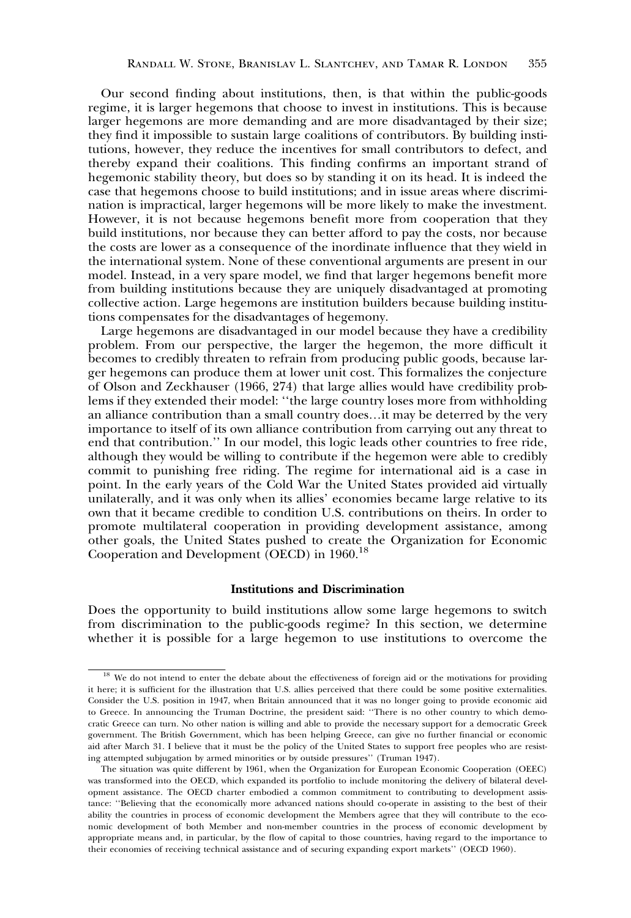Our second finding about institutions, then, is that within the public-goods regime, it is larger hegemons that choose to invest in institutions. This is because larger hegemons are more demanding and are more disadvantaged by their size; they find it impossible to sustain large coalitions of contributors. By building institutions, however, they reduce the incentives for small contributors to defect, and thereby expand their coalitions. This finding confirms an important strand of hegemonic stability theory, but does so by standing it on its head. It is indeed the case that hegemons choose to build institutions; and in issue areas where discrimination is impractical, larger hegemons will be more likely to make the investment. However, it is not because hegemons benefit more from cooperation that they build institutions, nor because they can better afford to pay the costs, nor because the costs are lower as a consequence of the inordinate influence that they wield in the international system. None of these conventional arguments are present in our model. Instead, in a very spare model, we find that larger hegemons benefit more from building institutions because they are uniquely disadvantaged at promoting collective action. Large hegemons are institution builders because building institutions compensates for the disadvantages of hegemony.

Large hegemons are disadvantaged in our model because they have a credibility problem. From our perspective, the larger the hegemon, the more difficult it becomes to credibly threaten to refrain from producing public goods, because larger hegemons can produce them at lower unit cost. This formalizes the conjecture of Olson and Zeckhauser (1966, 274) that large allies would have credibility problems if they extended their model: ''the large country loses more from withholding an alliance contribution than a small country does…it may be deterred by the very importance to itself of its own alliance contribution from carrying out any threat to end that contribution.'' In our model, this logic leads other countries to free ride, although they would be willing to contribute if the hegemon were able to credibly commit to punishing free riding. The regime for international aid is a case in point. In the early years of the Cold War the United States provided aid virtually unilaterally, and it was only when its allies' economies became large relative to its own that it became credible to condition U.S. contributions on theirs. In order to promote multilateral cooperation in providing development assistance, among other goals, the United States pushed to create the Organization for Economic Cooperation and Development (OECD) in 1960.[18]

### Institutions and Discrimination

Does the opportunity to build institutions allow some large hegemons to switch from discrimination to the public-goods regime? In this section, we determine whether it is possible for a large hegemon to use institutions to overcome the

---

[18] We do not intend to enter the debate about the effectiveness of foreign aid or the motivations for providing it here; it is sufficient for the illustration that U.S. allies perceived that there could be some positive externalities. Consider the U.S. position in 1947, when Britain announced that it was no longer going to provide economic aid to Greece. In announcing the Truman Doctrine, the president said: ''There is no other country to which democratic Greece can turn. No other nation is willing and able to provide the necessary support for a democratic Greek government. The British Government, which has been helping Greece, can give no further financial or economic aid after March 31. I believe that it must be the policy of the United States to support free peoples who are resisting attempted subjugation by armed minorities or by outside pressures'' (Truman 1947).

The situation was quite different by 1961, when the Organization for European Economic Cooperation (OEEC) was transformed into the OECD, which expanded its portfolio to include monitoring the delivery of bilateral development assistance. The OECD charter embodied a common commitment to contributing to development assistance: ''Believing that the economically more advanced nations should co-operate in assisting to the best of their ability the countries in process of economic development the Members agree that they will contribute to the economic development of both Member and non-member countries in the process of economic development by appropriate means and, in particular, by the flow of capital to those countries, having regard to the importance to their economies of receiving technical assistance and of securing expanding export markets'' (OECD 1960).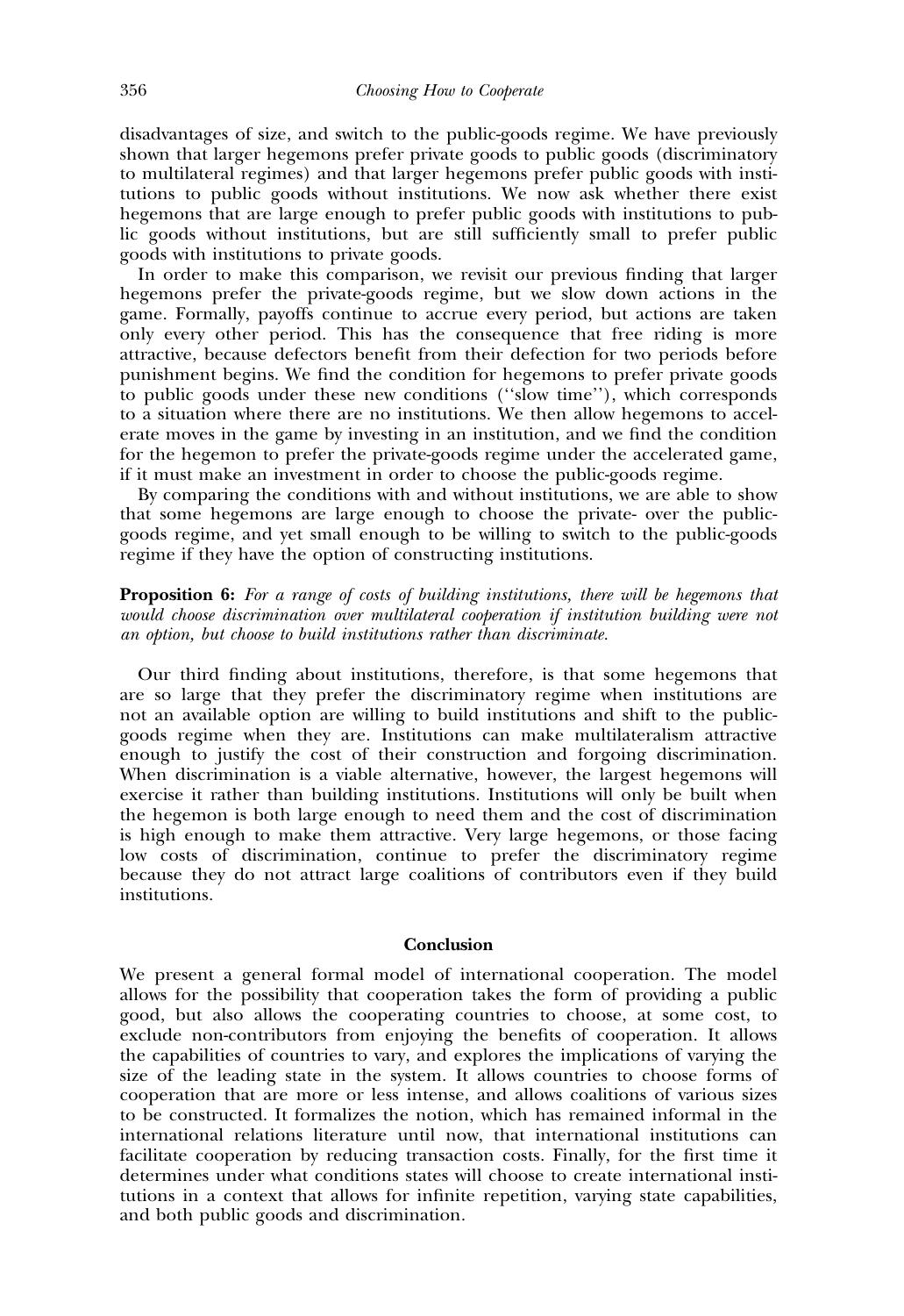disadvantages of size, and switch to the public-goods regime. We have previously shown that larger hegemons prefer private goods to public goods (discriminatory to multilateral regimes) and that larger hegemons prefer public goods with institutions to public goods without institutions. We now ask whether there exist hegemons that are large enough to prefer public goods with institutions to public goods without institutions, but are still sufficiently small to prefer public goods with institutions to private goods.

In order to make this comparison, we revisit our previous finding that larger hegemons prefer the private-goods regime, but we slow down actions in the game. Formally, payoffs continue to accrue every period, but actions are taken only every other period. This has the consequence that free riding is more attractive, because defectors benefit from their defection for two periods before punishment begins. We find the condition for hegemons to prefer private goods to public goods under these new conditions (''slow time''), which corresponds to a situation where there are no institutions. We then allow hegemons to accelerate moves in the game by investing in an institution, and we find the condition for the hegemon to prefer the private-goods regime under the accelerated game, if it must make an investment in order to choose the public-goods regime.

By comparing the conditions with and without institutions, we are able to show that some hegemons are large enough to choose the private- over the public-goods regime, and yet small enough to be willing to switch to the public-goods regime if they have the option of constructing institutions.

**Proposition 6:** *For a range of costs of building institutions, there will be hegemons that would choose discrimination over multilateral cooperation if institution building were not an option, but choose to build institutions rather than discriminate.*

Our third finding about institutions, therefore, is that some hegemons that are so large that they prefer the discriminatory regime when institutions are not an available option are willing to build institutions and shift to the public-goods regime when they are. Institutions can make multilateralism attractive enough to justify the cost of their construction and forgoing discrimination. When discrimination is a viable alternative, however, the largest hegemons will exercise it rather than building institutions. Institutions will only be built when the hegemon is both large enough to need them and the cost of discrimination is high enough to make them attractive. Very large hegemons, or those facing low costs of discrimination, continue to prefer the discriminatory regime because they do not attract large coalitions of contributors even if they build institutions.

## Conclusion

We present a general formal model of international cooperation. The model allows for the possibility that cooperation takes the form of providing a public good, but also allows the cooperating countries to choose, at some cost, to exclude non-contributors from enjoying the benefits of cooperation. It allows the capabilities of countries to vary, and explores the implications of varying the size of the leading state in the system. It allows countries to choose forms of cooperation that are more or less intense, and allows coalitions of various sizes to be constructed. It formalizes the notion, which has remained informal in the international relations literature until now, that international institutions can facilitate cooperation by reducing transaction costs. Finally, for the first time it determines under what conditions states will choose to create international institutions in a context that allows for infinite repetition, varying state capabilities, and both public goods and discrimination.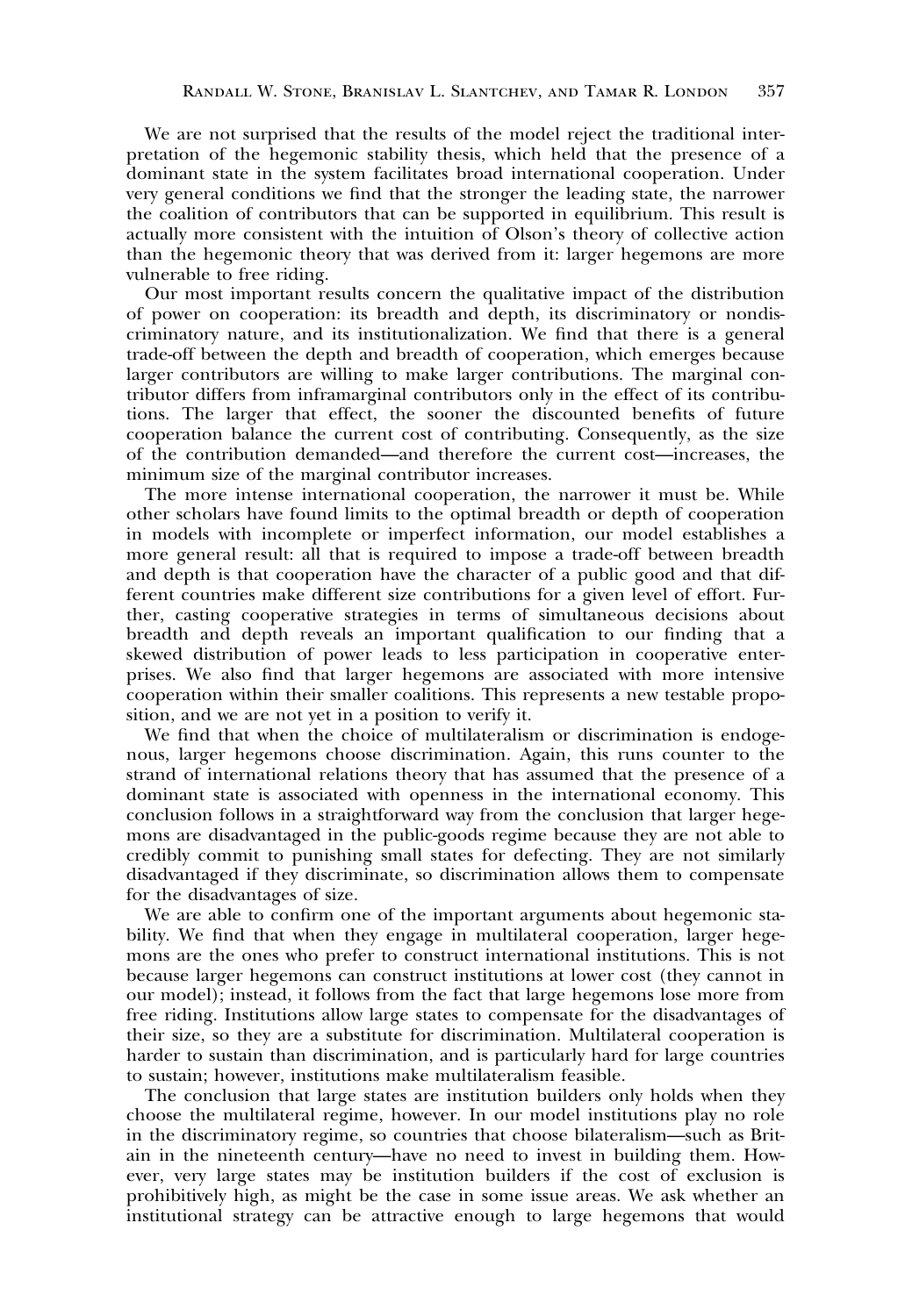We are not surprised that the results of the model reject the traditional interpretation of the hegemonic stability thesis, which held that the presence of a dominant state in the system facilitates broad international cooperation. Under very general conditions we find that the stronger the leading state, the narrower the coalition of contributors that can be supported in equilibrium. This result is actually more consistent with the intuition of Olson's theory of collective action than the hegemonic theory that was derived from it: larger hegemons are more vulnerable to free riding.

Our most important results concern the qualitative impact of the distribution of power on cooperation: its breadth and depth, its discriminatory or nondiscriminatory nature, and its institutionalization. We find that there is a general trade-off between the depth and breadth of cooperation, which emerges because larger contributors are willing to make larger contributions. The marginal contributor differs from inframarginal contributors only in the effect of its contributions. The larger that effect, the sooner the discounted benefits of future cooperation balance the current cost of contributing. Consequently, as the size of the contribution demanded—and therefore the current cost—increases, the minimum size of the marginal contributor increases.

The more intense international cooperation, the narrower it must be. While other scholars have found limits to the optimal breadth or depth of cooperation in models with incomplete or imperfect information, our model establishes a more general result: all that is required to impose a trade-off between breadth and depth is that cooperation have the character of a public good and that different countries make different size contributions for a given level of effort. Further, casting cooperative strategies in terms of simultaneous decisions about breadth and depth reveals an important qualification to our finding that a skewed distribution of power leads to less participation in cooperative enterprises. We also find that larger hegemons are associated with more intensive cooperation within their smaller coalitions. This represents a new testable proposition, and we are not yet in a position to verify it.

We find that when the choice of multilateralism or discrimination is endogenous, larger hegemons choose discrimination. Again, this runs counter to the strand of international relations theory that has assumed that the presence of a dominant state is associated with openness in the international economy. This conclusion follows in a straightforward way from the conclusion that larger hegemons are disadvantaged in the public-goods regime because they are not able to credibly commit to punishing small states for defecting. They are not similarly disadvantaged if they discriminate, so discrimination allows them to compensate for the disadvantages of size.

We are able to confirm one of the important arguments about hegemonic stability. We find that when they engage in multilateral cooperation, larger hegemons are the ones who prefer to construct international institutions. This is not because larger hegemons can construct institutions at lower cost (they cannot in our model); instead, it follows from the fact that large hegemons lose more from free riding. Institutions allow large states to compensate for the disadvantages of their size, so they are a substitute for discrimination. Multilateral cooperation is harder to sustain than discrimination, and is particularly hard for large countries to sustain; however, institutions make multilateralism feasible.

The conclusion that large states are institution builders only holds when they choose the multilateral regime, however. In our model institutions play no role in the discriminatory regime, so countries that choose bilateralism—such as Britain in the nineteenth century—have no need to invest in building them. However, very large states may be institution builders if the cost of exclusion is prohibitively high, as might be the case in some issue areas. We ask whether an institutional strategy can be attractive enough to large hegemons that would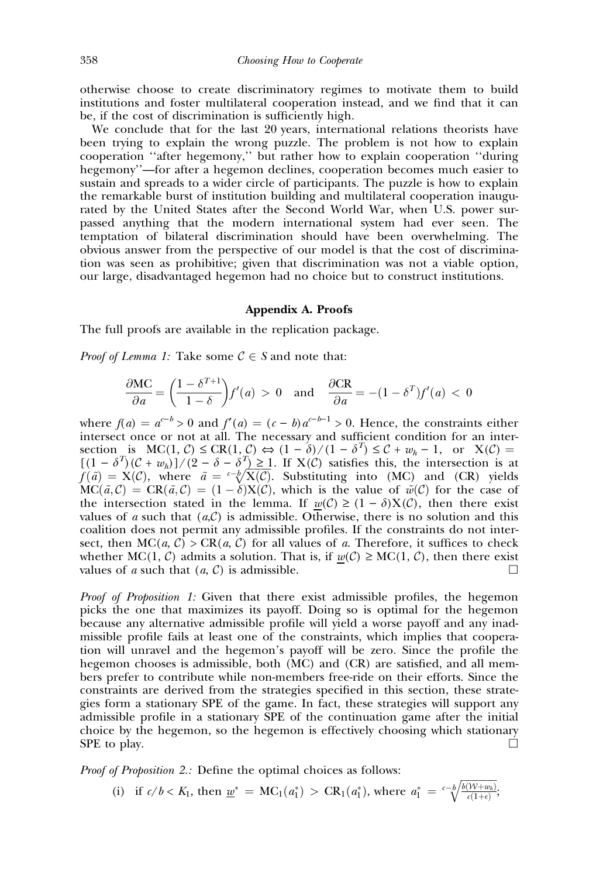otherwise choose to create discriminatory regimes to motivate them to build institutions and foster multilateral cooperation instead, and we find that it can be, if the cost of discrimination is sufficiently high.

We conclude that for the last 20 years, international relations theorists have been trying to explain the wrong puzzle. The problem is not how to explain cooperation ''after hegemony,'' but rather how to explain cooperation ''during hegemony''—for after a hegemon declines, cooperation becomes much easier to sustain and spreads to a wider circle of participants. The puzzle is how to explain the remarkable burst of institution building and multilateral cooperation inaugurated by the United States after the Second World War, when U.S. power surpassed anything that the modern international system had ever seen. The temptation of bilateral discrimination should have been overwhelming. The obvious answer from the perspective of our model is that the cost of discrimination was seen as prohibitive; given that discrimination was not a viable option, our large, disadvantaged hegemon had no choice but to construct institutions.

## Appendix A. Proofs

The full proofs are available in the replication package.

*Proof of Lemma 1:* Take some $\mathcal{C} \in S$ and note that:

$$\frac{\partial \text{MC}}{\partial a} = \left(\frac{1-\delta^{T+1}}{1-\delta}\right) f'(a) > 0 \quad \text{and} \quad \frac{\partial \text{CR}}{\partial a} = -(1-\delta^{T}) f'(a) < 0$$

where $f(a) = a^{c-b} > 0$ and $f'(a) = (c-b)a^{c-b-1} > 0$. Hence, the constraints either intersect once or not at all. The necessary and sufficient condition for an intersection is $\text{MC}(1, \mathcal{C}) \leq \text{CR}(1, \mathcal{C}) \Leftrightarrow (1-\delta)/(1-\delta^{T}) \leq \mathcal{C} + w_h - 1$, or $\text{X}(\mathcal{C}) = [(1-\delta^{T})(\mathcal{C} + w_h)]/(2-\delta-\delta^{T}) \geq 1$. If $\text{X}(\mathcal{C})$ satisfies this, the intersection is at $f(\tilde{a}) = \text{X}(\mathcal{C})$, where $\tilde{a} = \sqrt[c-b]{\text{X}(\mathcal{C})}$. Substituting into (MC) and (CR) yields $\text{MC}(\tilde{a}, \mathcal{C}) = \text{CR}(\tilde{a}, \mathcal{C}) = (1-\delta)\text{X}(\mathcal{C})$, which is the value of $\tilde{w}(\mathcal{C})$ for the case of the intersection stated in the lemma. If $\underline{w}(\mathcal{C}) \geq (1-\delta)\text{X}(\mathcal{C})$, then there exist values of $a$ such that $(a, \mathcal{C})$ is admissible. Otherwise, there is no solution and this coalition does not permit any admissible profiles. If the constraints do not intersect, then $\text{MC}(a, \mathcal{C}) > \text{CR}(a, \mathcal{C})$ for all values of $a$. Therefore, it suffices to check whether $\text{MC}(1, \mathcal{C})$ admits a solution. That is, if $\underline{w}(\mathcal{C}) \geq \text{MC}(1, \mathcal{C})$, then there exist values of $a$ such that $(a, \mathcal{C})$ is admissible. □

*Proof of Proposition 1:* Given that there exist admissible profiles, the hegemon picks the one that maximizes its payoff. Doing so is optimal for the hegemon because any alternative admissible profile will yield a worse payoff and any inadmissible profile fails at least one of the constraints, which implies that cooperation will unravel and the hegemon's payoff will be zero. Since the profile the hegemon chooses is admissible, both (MC) and (CR) are satisfied, and all members prefer to contribute while non-members free-ride on their efforts. Since the constraints are derived from the strategies specified in this section, these strategies form a stationary SPE of the game. In fact, these strategies will support any admissible profile in a stationary SPE of the continuation game after the initial choice by the hegemon, so the hegemon is effectively choosing which stationary SPE to play. □

*Proof of Proposition 2.:* Define the optimal choices as follows:

(i) if $c/b < K_1$, then $\underline{w}^* = \text{MC}_1(a_1^*) > \text{CR}_1(a_1^*)$, where $a_1^* = \sqrt[c-b]{\frac{b(\mathcal{W}+w_h)}{c(1+\epsilon)}}$;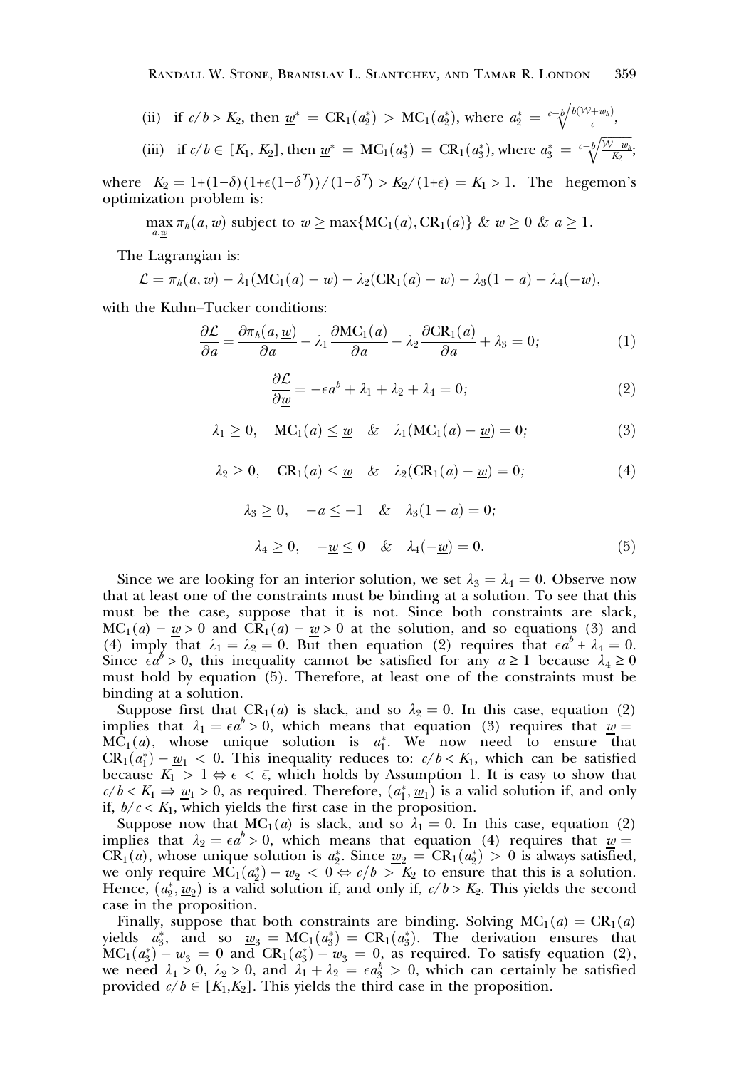(ii) if $c/b > K_2$, then $\underline{w}^* = \mathrm{CR}_1(a_2^*) > \mathrm{MC}_1(a_2^*)$, where $a_2^* = \sqrt[c-b]{\frac{b(\mathcal{W}+w_h)}{c}}$,

(iii) if $c/b \in [K_1, K_2]$, then $\underline{w}^* = \mathrm{MC}_1(a_3^*) = \mathrm{CR}_1(a_3^*)$, where $a_3^* = \sqrt[c-b]{\frac{\mathcal{W}+w_h}{K_2}}$;

where $K_2 = 1+(1-\delta)(1+\epsilon(1-\delta^T))/(1-\delta^T) > K_2/(1+\epsilon) = K_1 > 1$. The hegemon's optimization problem is:

$$\max_{a,\underline{w}} \pi_h(a, \underline{w}) \text{ subject to } \underline{w} \geq \max\{\mathrm{MC}_1(a), \mathrm{CR}_1(a)\} \ \& \ \underline{w} \geq 0 \ \& \ a \geq 1.$$

The Lagrangian is:

$$\mathcal{L} = \pi_h(a, \underline{w}) - \lambda_1(\mathrm{MC}_1(a) - \underline{w}) - \lambda_2(\mathrm{CR}_1(a) - \underline{w}) - \lambda_3(1 - a) - \lambda_4(-\underline{w}),$$

with the Kuhn–Tucker conditions:

$$\frac{\partial \mathcal{L}}{\partial a} = \frac{\partial \pi_h(a, \underline{w})}{\partial a} - \lambda_1 \frac{\partial \mathrm{MC}_1(a)}{\partial a} - \lambda_2 \frac{\partial \mathrm{CR}_1(a)}{\partial a} + \lambda_3 = 0; \tag{1}$$

$$\frac{\partial \mathcal{L}}{\partial \underline{w}} = -\epsilon a^b + \lambda_1 + \lambda_2 + \lambda_4 = 0; \tag{2}$$

$$\lambda_1 \geq 0, \quad \mathrm{MC}_1(a) \leq \underline{w} \quad \& \quad \lambda_1(\mathrm{MC}_1(a) - \underline{w}) = 0; \tag{3}$$

$$\lambda_2 \geq 0, \quad \mathrm{CR}_1(a) \leq \underline{w} \quad \& \quad \lambda_2(\mathrm{CR}_1(a) - \underline{w}) = 0; \tag{4}$$

$$\lambda_3 \geq 0, \quad -a \leq -1 \quad \& \quad \lambda_3(1 - a) = 0;$$

$$\lambda_4 \geq 0, \quad -\underline{w} \leq 0 \quad \& \quad \lambda_4(-\underline{w}) = 0. \tag{5}$$

Since we are looking for an interior solution, we set $\lambda_3 = \lambda_4 = 0$. Observe now that at least one of the constraints must be binding at a solution. To see that this must be the case, suppose that it is not. Since both constraints are slack, $\mathrm{MC}_1(a) - \underline{w} > 0$ and $\mathrm{CR}_1(a) - \underline{w} > 0$ at the solution, and so equations (3) and (4) imply that $\lambda_1 = \lambda_2 = 0$. But then equation (2) requires that $\epsilon a^b + \lambda_4 = 0$. Since $\epsilon a^b > 0$, this inequality cannot be satisfied for any $a \geq 1$ because $\lambda_4 \geq 0$ must hold by equation (5). Therefore, at least one of the constraints must be binding at a solution.

Suppose first that $\mathrm{CR}_1(a)$ is slack, and so $\lambda_2 = 0$. In this case, equation (2) implies that $\lambda_1 = \epsilon a^b > 0$, which means that equation (3) requires that $\underline{w} = \mathrm{MC}_1(a)$, whose unique solution is $a_1^*$. We now need to ensure that $\mathrm{CR}_1(a_1^*) - \underline{w}_1 < 0$. This inequality reduces to: $c/b < K_1$, which can be satisfied because $K_1 > 1 \Leftrightarrow \epsilon < \bar{\epsilon}$, which holds by Assumption 1. It is easy to show that $c/b < K_1 \Rightarrow \underline{w}_1 > 0$, as required. Therefore, $(a_1^*, \underline{w}_1)$ is a valid solution if, and only if, $b/c < K_1$, which yields the first case in the proposition.

Suppose now that $\mathrm{MC}_1(a)$ is slack, and so $\lambda_1 = 0$. In this case, equation (2) implies that $\lambda_2 = \epsilon a^b > 0$, which means that equation (4) requires that $\underline{w} = \mathrm{CR}_1(a)$, whose unique solution is $a_2^*$. Since $\underline{w}_2 = \mathrm{CR}_1(a_2^*) > 0$ is always satisfied, we only require $\mathrm{MC}_1(a_2^*) - \underline{w}_2 < 0 \Leftrightarrow c/b > K_2$ to ensure that this is a solution. Hence, $(a_2^*, \underline{w}_2)$ is a valid solution if, and only if, $c/b > K_2$. This yields the second case in the proposition.

Finally, suppose that both constraints are binding. Solving $\mathrm{MC}_1(a) = \mathrm{CR}_1(a)$ yields $a_3^*$, and so $\underline{w}_3 = \mathrm{MC}_1(a_3^*) = \mathrm{CR}_1(a_3^*)$. The derivation ensures that $\mathrm{MC}_1(a_3^*) - \underline{w}_3 = 0$ and $\mathrm{CR}_1(a_3^*) - \underline{w}_3 = 0$, as required. To satisfy equation (2), we need $\lambda_1 > 0$, $\lambda_2 > 0$, and $\lambda_1 + \lambda_2 = \epsilon a_3^b > 0$, which can certainly be satisfied provided $c/b \in [K_1, K_2]$. This yields the third case in the proposition.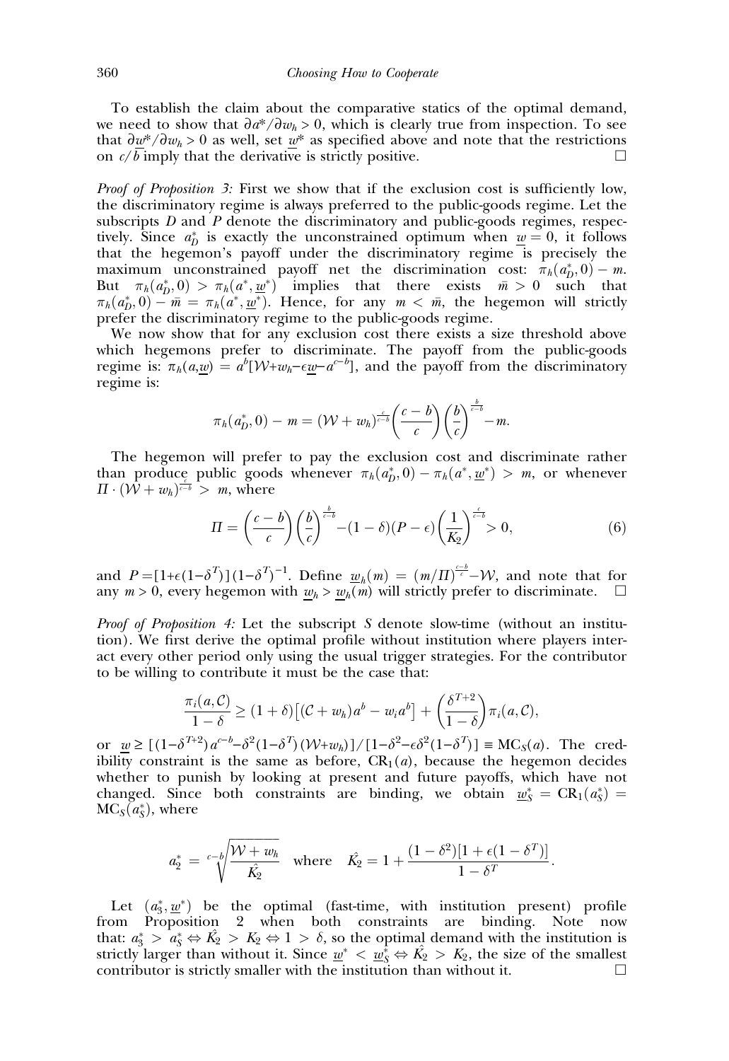To establish the claim about the comparative statics of the optimal demand, we need to show that $\partial a^*/\partial w_h > 0$, which is clearly true from inspection. To see that $\partial \underline{w}^*/\partial w_h > 0$ as well, set $\underline{w}^*$ as specified above and note that the restrictions on $c/b$ imply that the derivative is strictly positive. $\square$

*Proof of Proposition 3:* First we show that if the exclusion cost is sufficiently low, the discriminatory regime is always preferred to the public-goods regime. Let the subscripts $D$ and $P$ denote the discriminatory and public-goods regimes, respectively. Since $a_D^*$ is exactly the unconstrained optimum when $\underline{w} = 0$, it follows that the hegemon's payoff under the discriminatory regime is precisely the maximum unconstrained payoff net the discrimination cost: $\pi_h(a_D^*, 0) - m$. But $\pi_h(a_D^*, 0) > \pi_h(a^*, \underline{w}^*)$ implies that there exists $\bar{m} > 0$ such that $\pi_h(a_D^*, 0) - \bar{m} = \pi_h(a^*, \underline{w}^*)$. Hence, for any $m < \bar{m}$, the hegemon will strictly prefer the discriminatory regime to the public-goods regime.

We now show that for any exclusion cost there exists a size threshold above which hegemons prefer to discriminate. The payoff from the public-goods regime is: $\pi_h(a,\underline{w}) = a^b[\mathcal{W}+w_h-\epsilon\underline{w}-a^{c-b}]$, and the payoff from the discriminatory regime is:

$$\pi_h(a_D^*, 0) - m = (\mathcal{W} + w_h)^{\frac{c}{c-b}}\left(\frac{c-b}{c}\right)\left(\frac{b}{c}\right)^{\frac{b}{c-b}} - m.$$

The hegemon will prefer to pay the exclusion cost and discriminate rather than produce public goods whenever $\pi_h(a_D^*, 0) - \pi_h(a^*, \underline{w}^*) > m$, or whenever $\Pi \cdot (\mathcal{W} + w_h)^{\frac{c}{c-b}} > m$, where

$$\Pi = \left(\frac{c-b}{c}\right)\left(\frac{b}{c}\right)^{\frac{b}{c-b}} - (1-\delta)(P-\epsilon)\left(\frac{1}{K_2}\right)^{\frac{c}{c-b}} > 0, \tag{6}$$

and $P = [1+\epsilon(1-\delta^T)](1-\delta^T)^{-1}$. Define $\underline{w}_h(m) = (m/\Pi)^{\frac{c-b}{c}} - \mathcal{W}$, and note that for any $m > 0$, every hegemon with $\underline{w}_h > \underline{w}_h(m)$ will strictly prefer to discriminate. $\square$

*Proof of Proposition 4:* Let the subscript $S$ denote slow-time (without an institution). We first derive the optimal profile without institution where players interact every other period only using the usual trigger strategies. For the contributor to be willing to contribute it must be the case that:

$$\frac{\pi_i(a, \mathcal{C})}{1-\delta} \geq (1+\delta)\left[(\mathcal{C} + w_h)a^b - w_i a^b\right] + \left(\frac{\delta^{T+2}}{1-\delta}\right)\pi_i(a, \mathcal{C}),$$

or $\underline{w} \geq [(1-\delta^{T+2})a^{c-b} - \delta^2(1-\delta^T)(\mathcal{W}+w_h)]/[1-\delta^2-\epsilon\delta^2(1-\delta^T)] \equiv \mathrm{MC}_S(a)$. The credibility constraint is the same as before, $\mathrm{CR}_1(a)$, because the hegemon decides whether to punish by looking at present and future payoffs, which have not changed. Since both constraints are binding, we obtain $\underline{w}_S^* = \mathrm{CR}_1(a_S^*) = \mathrm{MC}_S(a_S^*)$, where

$$a_2^* = \sqrt[c-b]{\frac{\mathcal{W} + w_h}{\hat{K}_2}} \quad \text{where} \quad \hat{K}_2 = 1 + \frac{(1-\delta^2)[1+\epsilon(1-\delta^T)]}{1-\delta^T}.$$

Let $(a_3^*, \underline{w}^*)$ be the optimal (fast-time, with institution present) profile from Proposition 2 when both constraints are binding. Note now that: $a_3^* > a_S^* \Leftrightarrow \hat{K}_2 > K_2 \Leftrightarrow 1 > \delta$, so the optimal demand with the institution is strictly larger than without it. Since $\underline{w}^* < \underline{w}_S^* \Leftrightarrow \hat{K}_2 > K_2$, the size of the smallest contributor is strictly smaller with the institution than without it. $\square$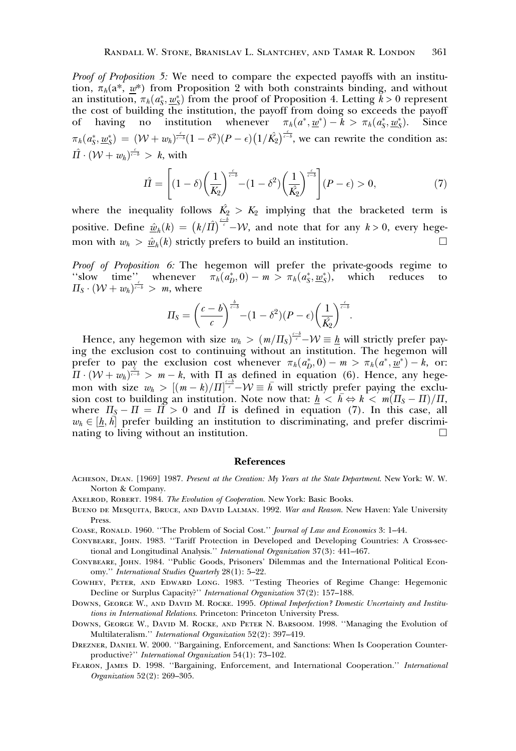*Proof of Proposition 5:* We need to compare the expected payoffs with an institution, $\pi_h(a^*, \underline{w}^*)$ from Proposition 2 with both constraints binding, and without an institution, $\pi_h(a_S^*, \underline{w}_S^*)$ from the proof of Proposition 4. Letting $k > 0$ represent the cost of building the institution, the payoff from doing so exceeds the payoff of having no institution whenever $\pi_h(a^*, \underline{w}^*) - k > \pi_h(a_S^*, \underline{w}_S^*)$. Since $\pi_h(a_S^*, \underline{w}_S^*) = (\mathcal{W} + w_h)^{\frac{c}{c-b}}(1 - \delta^2)(P - \epsilon)\left(1/\hat{K_2}\right)^{\frac{c}{c-b}}$, we can rewrite the condition as: $\hat{\Pi} \cdot (\mathcal{W} + w_h)^{\frac{c}{c-b}} > k$, with

$$\hat{\Pi} = \left[(1-\delta)\left(\frac{1}{K_2}\right)^{\frac{c}{c-b}} - (1-\delta^2)\left(\frac{1}{\hat{K_2}}\right)^{\frac{c}{c-b}}\right](P - \epsilon) > 0, \tag{7}$$

where the inequality follows $\hat{K_2} > K_2$ implying that the bracketed term is positive. Define $\underline{\hat{w}}_h(k) = \left(k/\hat{\Pi}\right)^{\frac{c-b}{c}} - \mathcal{W}$, and note that for any $k > 0$, every hegemon with $w_h > \underline{\hat{w}}_h(k)$ strictly prefers to build an institution. □

*Proof of Proposition 6:* The hegemon will prefer the private-goods regime to "slow time" whenever $\pi_h(a_D^*, 0) - m > \pi_h(a_S^*, \underline{w}_S^*)$, which reduces to $\Pi_S \cdot (\mathcal{W} + w_h)^{\frac{c}{c-b}} > m$, where

$$\Pi_S = \left(\frac{c-b}{c}\right)^{\frac{b}{c-b}} - (1-\delta^2)(P - \epsilon)\left(\frac{1}{\hat{K_2}}\right)^{\frac{c}{c-b}}.$$

Hence, any hegemon with size $w_h > (m/\Pi_S)^{\frac{c-b}{c}} - \mathcal{W} \equiv \underline{h}$ will strictly prefer paying the exclusion cost to continuing without an institution. The hegemon will prefer to pay the exclusion cost whenever $\pi_h(a_D^*, 0) - m > \pi_h(a^*, \underline{w}^*) - k$, or: $\Pi \cdot (\mathcal{W} + w_h)^{\frac{c}{c-b}} > m - k$, with $\Pi$ as defined in equation (6). Hence, any hegemon with size $w_h > [(m-k)/\Pi]^{\frac{c-b}{c}} - \mathcal{W} \equiv \bar{h}$ will strictly prefer paying the exclusion cost to building an institution. Note now that: $\underline{h} < \bar{h} \Leftrightarrow k < m(\Pi_S - \Pi)/\Pi$, where $\Pi_S - \Pi = \hat{\Pi} > 0$ and $\hat{\Pi}$ is defined in equation (7). In this case, all $w_h \in [\underline{h}, \bar{h}]$ prefer building an institution to discriminating, and prefer discriminating to living without an institution. □

## References

Acheson, Dean. [1969] 1987. *Present at the Creation: My Years at the State Department*. New York: W. W. Norton & Company.

Axelrod, Robert. 1984. *The Evolution of Cooperation*. New York: Basic Books.

Bueno de Mesquita, Bruce, and David Lalman. 1992. *War and Reason*. New Haven: Yale University Press.

Coase, Ronald. 1960. "The Problem of Social Cost." *Journal of Law and Economics* 3: 1–44.

Conybeare, John. 1983. "Tariff Protection in Developed and Developing Countries: A Cross-sectional and Longitudinal Analysis." *International Organization* 37(3): 441–467.

Conybeare, John. 1984. "Public Goods, Prisoners' Dilemmas and the International Political Economy." *International Studies Quarterly* 28(1): 5–22.

Cowhey, Peter, and Edward Long. 1983. "Testing Theories of Regime Change: Hegemonic Decline or Surplus Capacity?" *International Organization* 37(2): 157–188.

Downs, George W., and David M. Rocke. 1995. *Optimal Imperfection? Domestic Uncertainty and Institutions in International Relations*. Princeton: Princeton University Press.

Downs, George W., David M. Rocke, and Peter N. Barsoom. 1998. "Managing the Evolution of Multilateralism." *International Organization* 52(2): 397–419.

Drezner, Daniel W. 2000. "Bargaining, Enforcement, and Sanctions: When Is Cooperation Counterproductive?" *International Organization* 54(1): 73–102.

Fearon, James D. 1998. "Bargaining, Enforcement, and International Cooperation." *International Organization* 52(2): 269–305.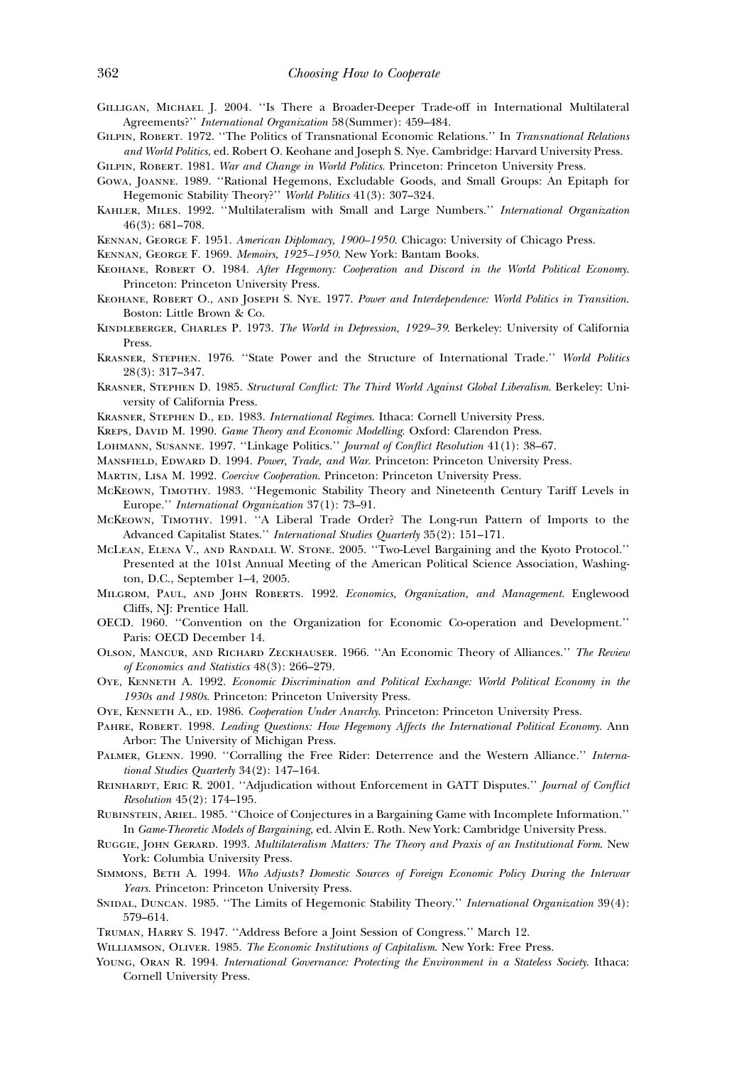Gilligan, Michael J. 2004. "Is There a Broader-Deeper Trade-off in International Multilateral Agreements?" *International Organization* 58(Summer): 459–484.

Gilpin, Robert. 1972. "The Politics of Transnational Economic Relations." In *Transnational Relations and World Politics*, ed. Robert O. Keohane and Joseph S. Nye. Cambridge: Harvard University Press.

Gilpin, Robert. 1981. *War and Change in World Politics*. Princeton: Princeton University Press.

Gowa, Joanne. 1989. "Rational Hegemons, Excludable Goods, and Small Groups: An Epitaph for Hegemonic Stability Theory?" *World Politics* 41(3): 307–324.

Kahler, Miles. 1992. "Multilateralism with Small and Large Numbers." *International Organization* 46(3): 681–708.

Kennan, George F. 1951. *American Diplomacy, 1900–1950*. Chicago: University of Chicago Press.

Kennan, George F. 1969. *Memoirs, 1925–1950*. New York: Bantam Books.

Keohane, Robert O. 1984. *After Hegemony: Cooperation and Discord in the World Political Economy*. Princeton: Princeton University Press.

Keohane, Robert O., and Joseph S. Nye. 1977. *Power and Interdependence: World Politics in Transition*. Boston: Little Brown & Co.

Kindleberger, Charles P. 1973. *The World in Depression, 1929–39*. Berkeley: University of California Press.

Krasner, Stephen. 1976. "State Power and the Structure of International Trade." *World Politics* 28(3): 317–347.

Krasner, Stephen D. 1985. *Structural Conflict: The Third World Against Global Liberalism*. Berkeley: University of California Press.

Krasner, Stephen D., ed. 1983. *International Regimes*. Ithaca: Cornell University Press.

Kreps, David M. 1990. *Game Theory and Economic Modelling*. Oxford: Clarendon Press.

Lohmann, Susanne. 1997. "Linkage Politics." *Journal of Conflict Resolution* 41(1): 38–67.

Mansfield, Edward D. 1994. *Power, Trade, and War*. Princeton: Princeton University Press.

Martin, Lisa M. 1992. *Coercive Cooperation*. Princeton: Princeton University Press.

McKeown, Timothy. 1983. "Hegemonic Stability Theory and Nineteenth Century Tariff Levels in Europe." *International Organization* 37(1): 73–91.

McKeown, Timothy. 1991. "A Liberal Trade Order? The Long-run Pattern of Imports to the Advanced Capitalist States." *International Studies Quarterly* 35(2): 151–171.

McLean, Elena V., and Randall W. Stone. 2005. "Two-Level Bargaining and the Kyoto Protocol." Presented at the 101st Annual Meeting of the American Political Science Association, Washington, D.C., September 1–4, 2005.

Milgrom, Paul, and John Roberts. 1992. *Economics, Organization, and Management*. Englewood Cliffs, NJ: Prentice Hall.

OECD. 1960. "Convention on the Organization for Economic Co-operation and Development." Paris: OECD December 14.

Olson, Mancur, and Richard Zeckhauser. 1966. "An Economic Theory of Alliances." *The Review of Economics and Statistics* 48(3): 266–279.

Oye, Kenneth A. 1992. *Economic Discrimination and Political Exchange: World Political Economy in the 1930s and 1980s*. Princeton: Princeton University Press.

Oye, Kenneth A., ed. 1986. *Cooperation Under Anarchy*. Princeton: Princeton University Press.

Pahre, Robert. 1998. *Leading Questions: How Hegemony Affects the International Political Economy*. Ann Arbor: The University of Michigan Press.

Palmer, Glenn. 1990. "Corralling the Free Rider: Deterrence and the Western Alliance." *International Studies Quarterly* 34(2): 147–164.

Reinhardt, Eric R. 2001. "Adjudication without Enforcement in GATT Disputes." *Journal of Conflict Resolution* 45(2): 174–195.

Rubinstein, Ariel. 1985. "Choice of Conjectures in a Bargaining Game with Incomplete Information." In *Game-Theoretic Models of Bargaining*, ed. Alvin E. Roth. New York: Cambridge University Press.

Ruggie, John Gerard. 1993. *Multilateralism Matters: The Theory and Praxis of an Institutional Form*. New York: Columbia University Press.

Simmons, Beth A. 1994. *Who Adjusts? Domestic Sources of Foreign Economic Policy During the Interwar Years*. Princeton: Princeton University Press.

Snidal, Duncan. 1985. "The Limits of Hegemonic Stability Theory." *International Organization* 39(4): 579–614.

Truman, Harry S. 1947. "Address Before a Joint Session of Congress." March 12.

Williamson, Oliver. 1985. *The Economic Institutions of Capitalism*. New York: Free Press.

Young, Oran R. 1994. *International Governance: Protecting the Environment in a Stateless Society*. Ithaca: Cornell University Press.